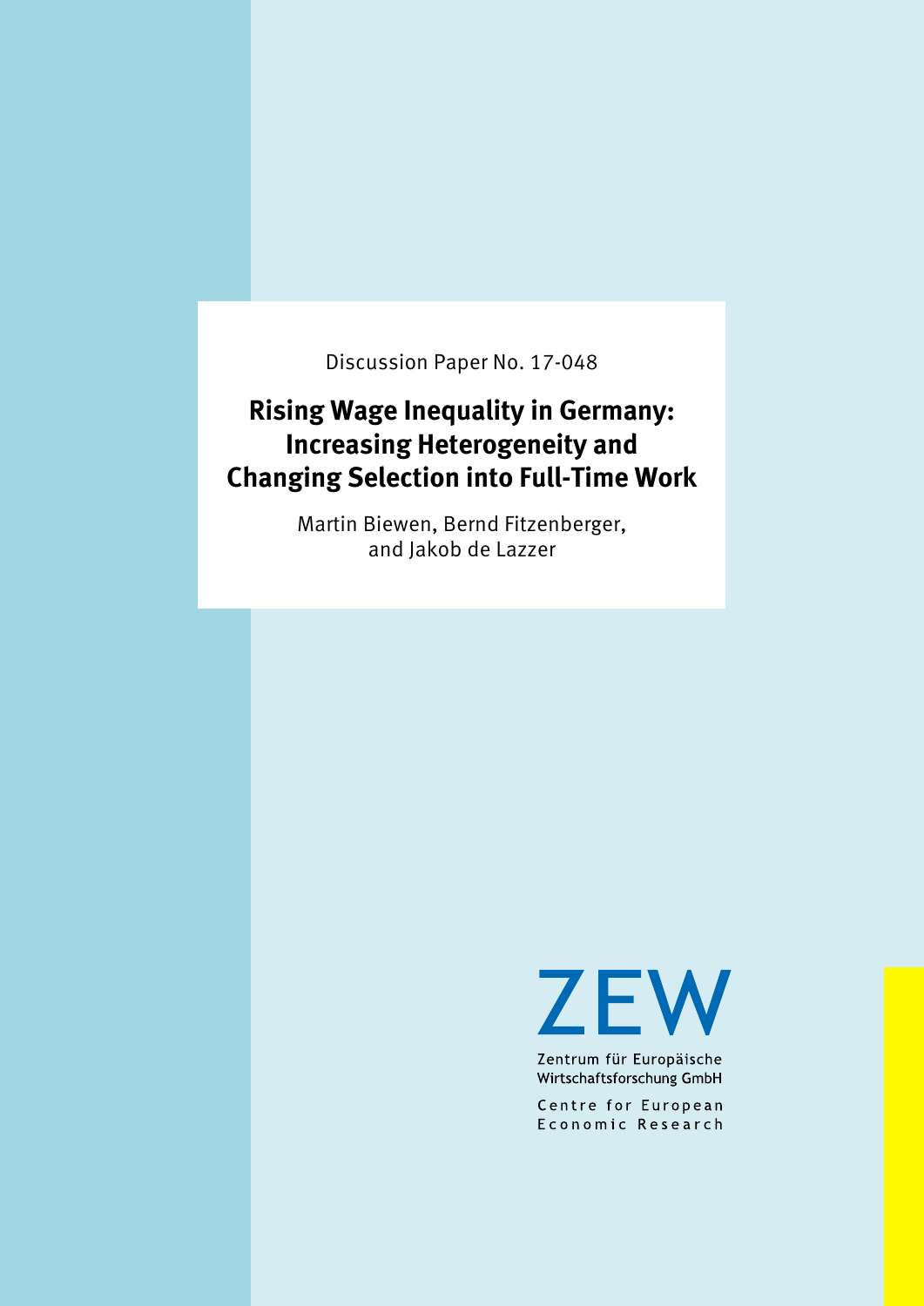Discussion Paper No. 17-048

# Rising Wage Inequality in Germany: Increasing Heterogeneity and Changing Selection into Full-Time Work

Martin Biewen, Bernd Fitzenberger, and Jakob de Lazzer

ZEW

Zentrum für Europäische Wirtschaftsforschung GmbH

Centre for European Economic Research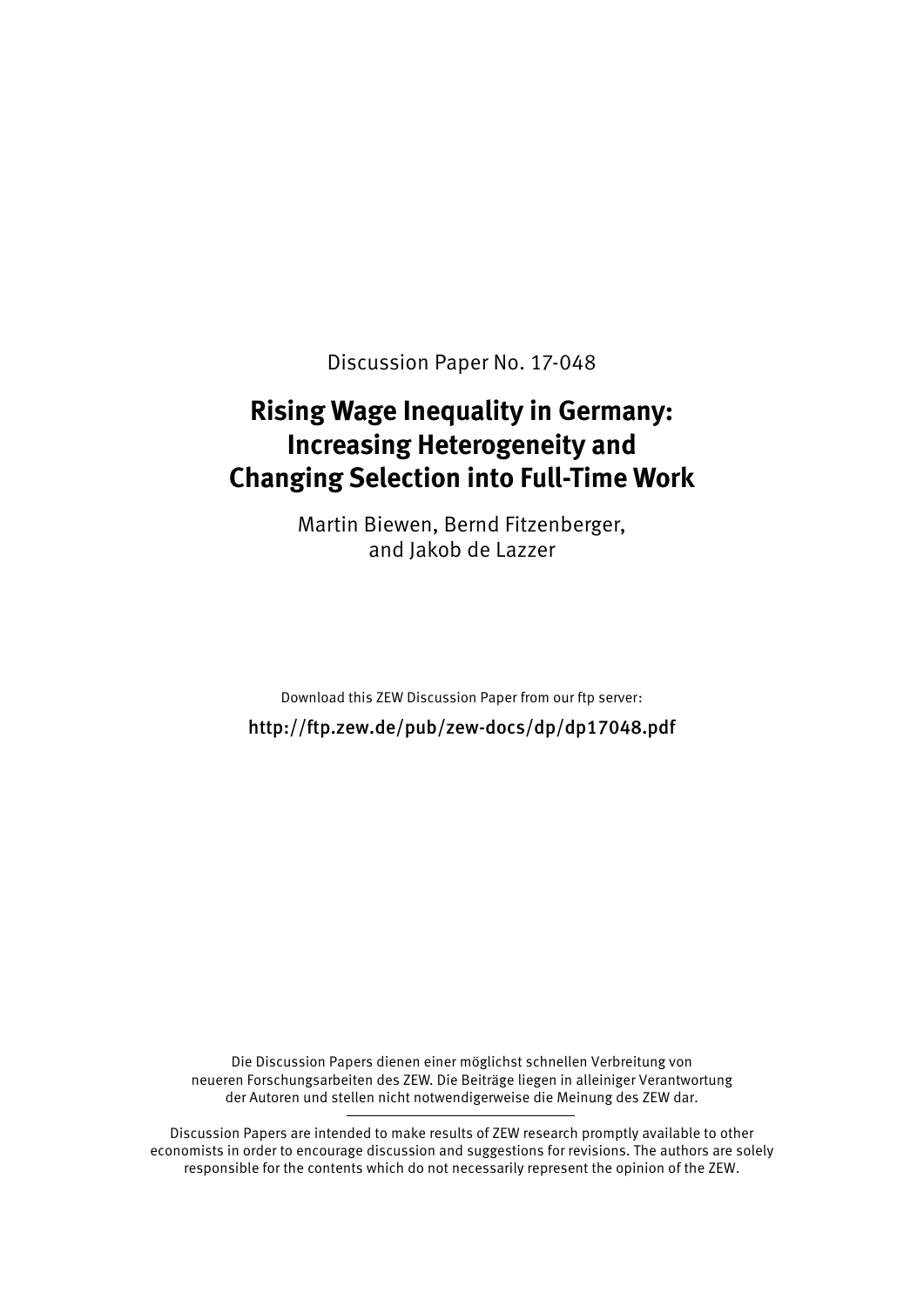Discussion Paper No. 17-048

# Rising Wage Inequality in Germany: Increasing Heterogeneity and Changing Selection into Full-Time Work

Martin Biewen, Bernd Fitzenberger, and Jakob de Lazzer

Download this ZEW Discussion Paper from our ftp server:

http://ftp.zew.de/pub/zew-docs/dp/dp17048.pdf

Die Discussion Papers dienen einer möglichst schnellen Verbreitung von neueren Forschungsarbeiten des ZEW. Die Beiträge liegen in alleiniger Verantwortung der Autoren und stellen nicht notwendigerweise die Meinung des ZEW dar.

---

Discussion Papers are intended to make results of ZEW research promptly available to other economists in order to encourage discussion and suggestions for revisions. The authors are solely responsible for the contents which do not necessarily represent the opinion of the ZEW.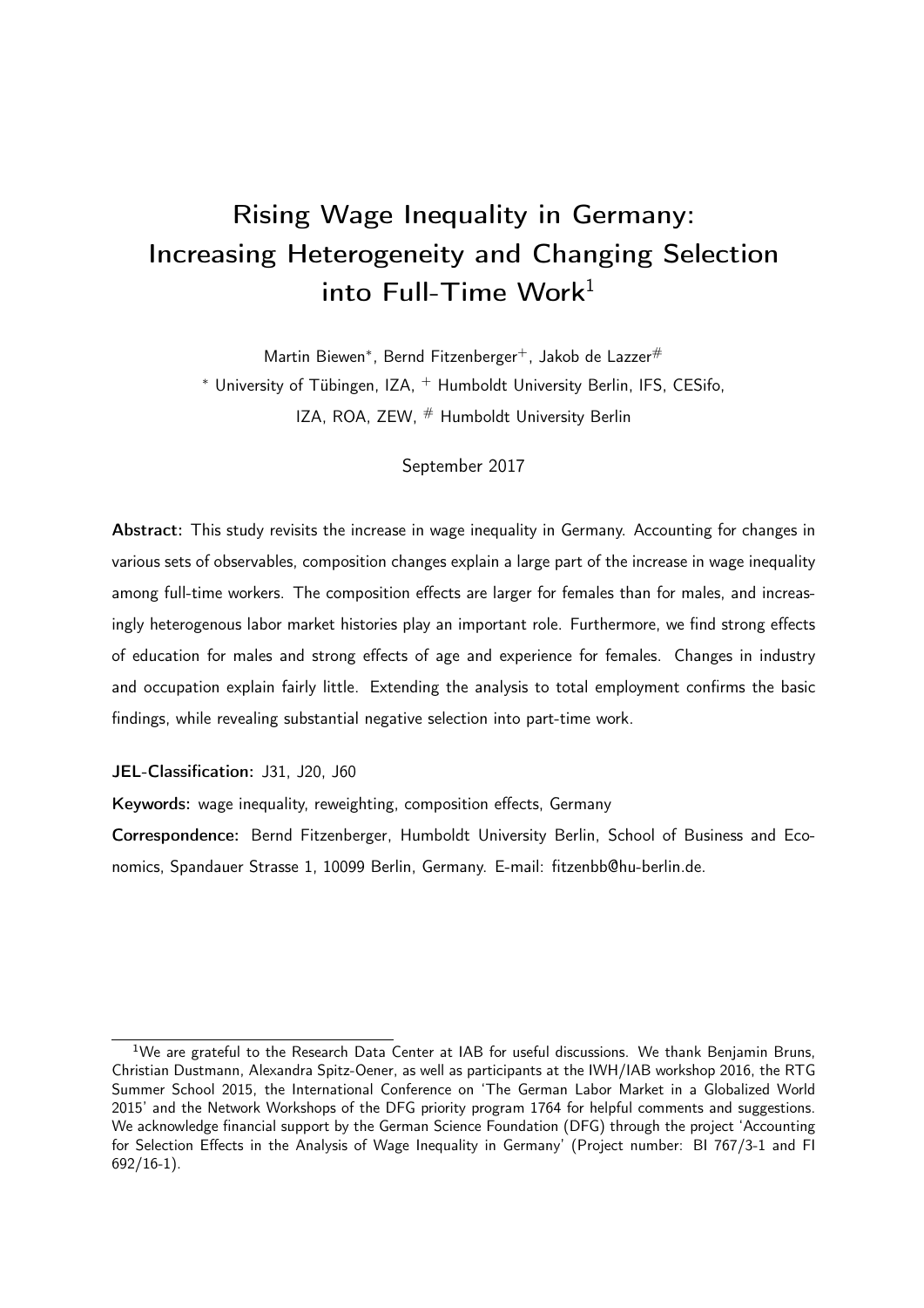# Rising Wage Inequality in Germany: Increasing Heterogeneity and Changing Selection into Full-Time Work[1]

Martin Biewen*, Bernd Fitzenberger+, Jakob de Lazzer#

* University of Tübingen, IZA, + Humboldt University Berlin, IFS, CESifo, IZA, ROA, ZEW, # Humboldt University Berlin

September 2017

**Abstract:** This study revisits the increase in wage inequality in Germany. Accounting for changes in various sets of observables, composition changes explain a large part of the increase in wage inequality among full-time workers. The composition effects are larger for females than for males, and increasingly heterogenous labor market histories play an important role. Furthermore, we find strong effects of education for males and strong effects of age and experience for females. Changes in industry and occupation explain fairly little. Extending the analysis to total employment confirms the basic findings, while revealing substantial negative selection into part-time work.

**JEL-Classification:** J31, J20, J60

**Keywords:** wage inequality, reweighting, composition effects, Germany

**Correspondence:** Bernd Fitzenberger, Humboldt University Berlin, School of Business and Economics, Spandauer Strasse 1, 10099 Berlin, Germany. E-mail: fitzenbb@hu-berlin.de.

---

[1] We are grateful to the Research Data Center at IAB for useful discussions. We thank Benjamin Bruns, Christian Dustmann, Alexandra Spitz-Oener, as well as participants at the IWH/IAB workshop 2016, the RTG Summer School 2015, the International Conference on 'The German Labor Market in a Globalized World 2015' and the Network Workshops of the DFG priority program 1764 for helpful comments and suggestions. We acknowledge financial support by the German Science Foundation (DFG) through the project 'Accounting for Selection Effects in the Analysis of Wage Inequality in Germany' (Project number: BI 767/3-1 and FI 692/16-1).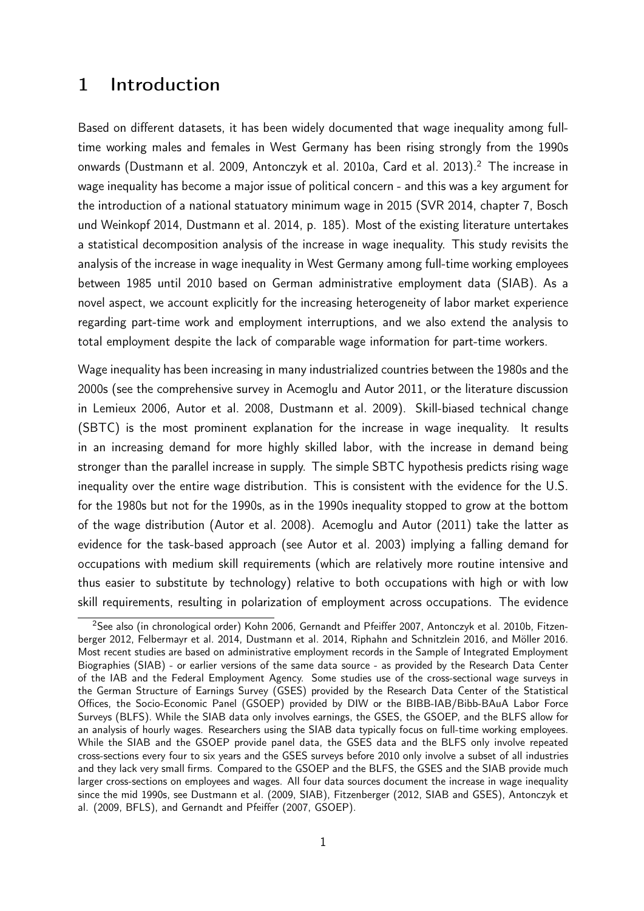# 1 Introduction

Based on different datasets, it has been widely documented that wage inequality among full-time working males and females in West Germany has been rising strongly from the 1990s onwards (Dustmann et al. 2009, Antonczyk et al. 2010a, Card et al. 2013).[2] The increase in wage inequality has become a major issue of political concern - and this was a key argument for the introduction of a national statuatory minimum wage in 2015 (SVR 2014, chapter 7, Bosch und Weinkopf 2014, Dustmann et al. 2014, p. 185). Most of the existing literature untertakes a statistical decomposition analysis of the increase in wage inequality. This study revisits the analysis of the increase in wage inequality in West Germany among full-time working employees between 1985 until 2010 based on German administrative employment data (SIAB). As a novel aspect, we account explicitly for the increasing heterogeneity of labor market experience regarding part-time work and employment interruptions, and we also extend the analysis to total employment despite the lack of comparable wage information for part-time workers.

Wage inequality has been increasing in many industrialized countries between the 1980s and the 2000s (see the comprehensive survey in Acemoglu and Autor 2011, or the literature discussion in Lemieux 2006, Autor et al. 2008, Dustmann et al. 2009). Skill-biased technical change (SBTC) is the most prominent explanation for the increase in wage inequality. It results in an increasing demand for more highly skilled labor, with the increase in demand being stronger than the parallel increase in supply. The simple SBTC hypothesis predicts rising wage inequality over the entire wage distribution. This is consistent with the evidence for the U.S. for the 1980s but not for the 1990s, as in the 1990s inequality stopped to grow at the bottom of the wage distribution (Autor et al. 2008). Acemoglu and Autor (2011) take the latter as evidence for the task-based approach (see Autor et al. 2003) implying a falling demand for occupations with medium skill requirements (which are relatively more routine intensive and thus easier to substitute by technology) relative to both occupations with high or with low skill requirements, resulting in polarization of employment across occupations. The evidence

[2] See also (in chronological order) Kohn 2006, Gernandt and Pfeiffer 2007, Antonczyk et al. 2010b, Fitzenberger 2012, Felbermayr et al. 2014, Dustmann et al. 2014, Riphahn and Schnitzlein 2016, and Möller 2016. Most recent studies are based on administrative employment records in the Sample of Integrated Employment Biographies (SIAB) - or earlier versions of the same data source - as provided by the Research Data Center of the IAB and the Federal Employment Agency. Some studies use of the cross-sectional wage surveys in the German Structure of Earnings Survey (GSES) provided by the Research Data Center of the Statistical Offices, the Socio-Economic Panel (GSOEP) provided by DIW or the BIBB-IAB/Bibb-BAuA Labor Force Surveys (BLFS). While the SIAB data only involves earnings, the GSES, the GSOEP, and the BLFS allow for an analysis of hourly wages. Researchers using the SIAB data typically focus on full-time working employees. While the SIAB and the GSOEP provide panel data, the GSES data and the BLFS only involve repeated cross-sections every four to six years and the GSES surveys before 2010 only involve a subset of all industries and they lack very small firms. Compared to the GSOEP and the BLFS, the GSES and the SIAB provide much larger cross-sections on employees and wages. All four data sources document the increase in wage inequality since the mid 1990s, see Dustmann et al. (2009, SIAB), Fitzenberger (2012, SIAB and GSES), Antonczyk et al. (2009, BFLS), and Gernandt and Pfeiffer (2007, GSOEP).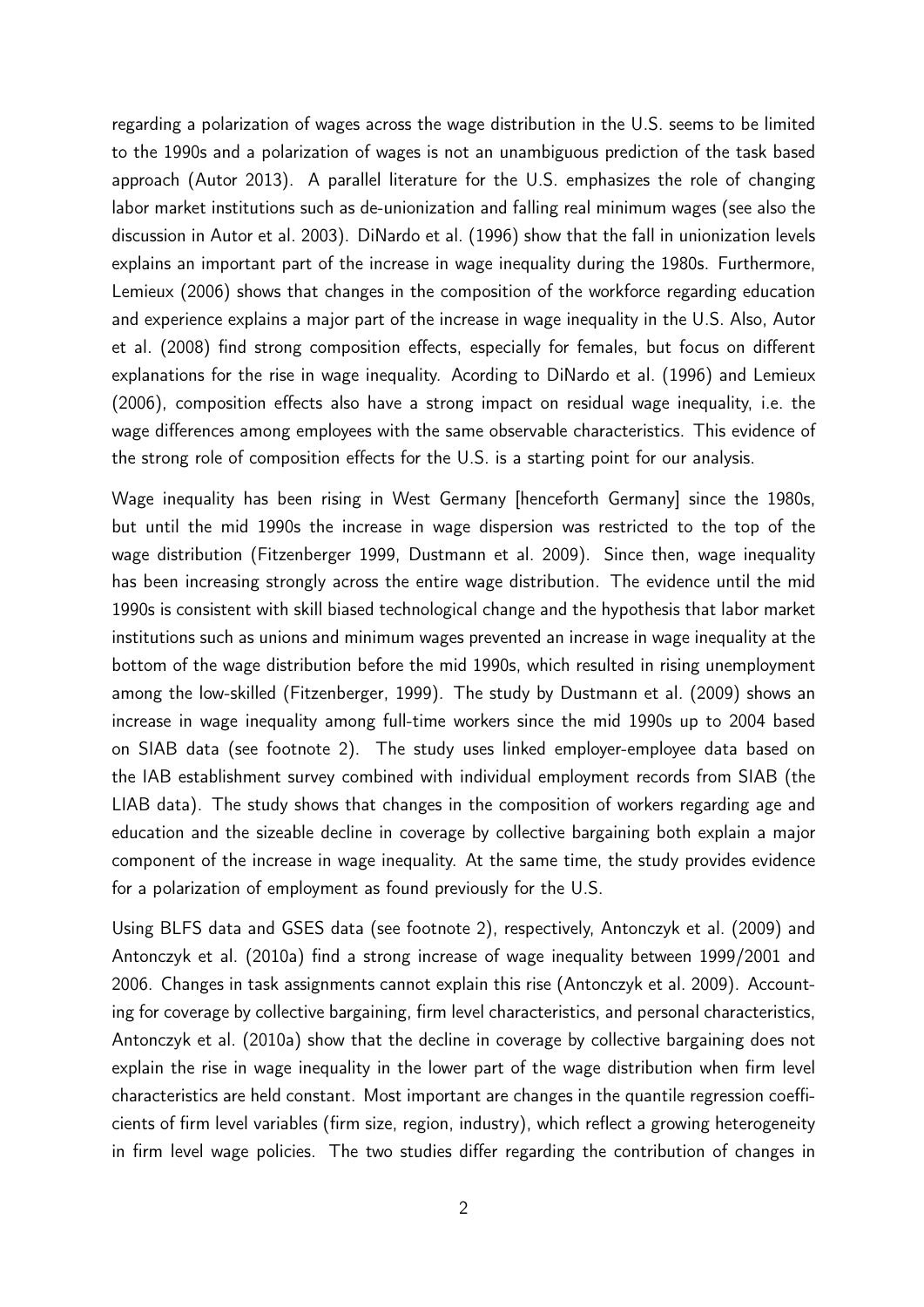regarding a polarization of wages across the wage distribution in the U.S. seems to be limited to the 1990s and a polarization of wages is not an unambiguous prediction of the task based approach (Autor 2013). A parallel literature for the U.S. emphasizes the role of changing labor market institutions such as de-unionization and falling real minimum wages (see also the discussion in Autor et al. 2003). DiNardo et al. (1996) show that the fall in unionization levels explains an important part of the increase in wage inequality during the 1980s. Furthermore, Lemieux (2006) shows that changes in the composition of the workforce regarding education and experience explains a major part of the increase in wage inequality in the U.S. Also, Autor et al. (2008) find strong composition effects, especially for females, but focus on different explanations for the rise in wage inequality. Acording to DiNardo et al. (1996) and Lemieux (2006), composition effects also have a strong impact on residual wage inequality, i.e. the wage differences among employees with the same observable characteristics. This evidence of the strong role of composition effects for the U.S. is a starting point for our analysis.

Wage inequality has been rising in West Germany [henceforth Germany] since the 1980s, but until the mid 1990s the increase in wage dispersion was restricted to the top of the wage distribution (Fitzenberger 1999, Dustmann et al. 2009). Since then, wage inequality has been increasing strongly across the entire wage distribution. The evidence until the mid 1990s is consistent with skill biased technological change and the hypothesis that labor market institutions such as unions and minimum wages prevented an increase in wage inequality at the bottom of the wage distribution before the mid 1990s, which resulted in rising unemployment among the low-skilled (Fitzenberger, 1999). The study by Dustmann et al. (2009) shows an increase in wage inequality among full-time workers since the mid 1990s up to 2004 based on SIAB data (see footnote 2). The study uses linked employer-employee data based on the IAB establishment survey combined with individual employment records from SIAB (the LIAB data). The study shows that changes in the composition of workers regarding age and education and the sizeable decline in coverage by collective bargaining both explain a major component of the increase in wage inequality. At the same time, the study provides evidence for a polarization of employment as found previously for the U.S.

Using BLFS data and GSES data (see footnote 2), respectively, Antonczyk et al. (2009) and Antonczyk et al. (2010a) find a strong increase of wage inequality between 1999/2001 and 2006. Changes in task assignments cannot explain this rise (Antonczyk et al. 2009). Accounting for coverage by collective bargaining, firm level characteristics, and personal characteristics, Antonczyk et al. (2010a) show that the decline in coverage by collective bargaining does not explain the rise in wage inequality in the lower part of the wage distribution when firm level characteristics are held constant. Most important are changes in the quantile regression coefficients of firm level variables (firm size, region, industry), which reflect a growing heterogeneity in firm level wage policies. The two studies differ regarding the contribution of changes in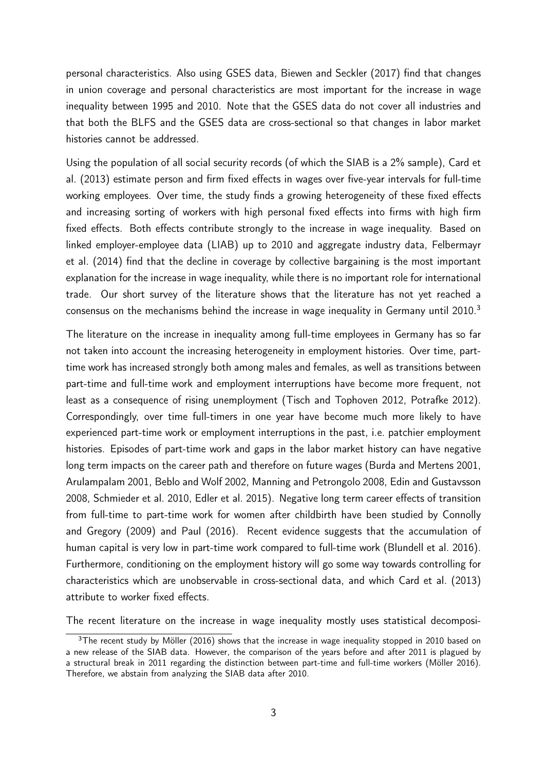personal characteristics. Also using GSES data, Biewen and Seckler (2017) find that changes in union coverage and personal characteristics are most important for the increase in wage inequality between 1995 and 2010. Note that the GSES data do not cover all industries and that both the BLFS and the GSES data are cross-sectional so that changes in labor market histories cannot be addressed.

Using the population of all social security records (of which the SIAB is a 2% sample), Card et al. (2013) estimate person and firm fixed effects in wages over five-year intervals for full-time working employees. Over time, the study finds a growing heterogeneity of these fixed effects and increasing sorting of workers with high personal fixed effects into firms with high firm fixed effects. Both effects contribute strongly to the increase in wage inequality. Based on linked employer-employee data (LIAB) up to 2010 and aggregate industry data, Felbermayr et al. (2014) find that the decline in coverage by collective bargaining is the most important explanation for the increase in wage inequality, while there is no important role for international trade. Our short survey of the literature shows that the literature has not yet reached a consensus on the mechanisms behind the increase in wage inequality in Germany until 2010.[3]

The literature on the increase in inequality among full-time employees in Germany has so far not taken into account the increasing heterogeneity in employment histories. Over time, part-time work has increased strongly both among males and females, as well as transitions between part-time and full-time work and employment interruptions have become more frequent, not least as a consequence of rising unemployment (Tisch and Tophoven 2012, Potrafke 2012). Correspondingly, over time full-timers in one year have become much more likely to have experienced part-time work or employment interruptions in the past, i.e. patchier employment histories. Episodes of part-time work and gaps in the labor market history can have negative long term impacts on the career path and therefore on future wages (Burda and Mertens 2001, Arulampalam 2001, Beblo and Wolf 2002, Manning and Petrongolo 2008, Edin and Gustavsson 2008, Schmieder et al. 2010, Edler et al. 2015). Negative long term career effects of transition from full-time to part-time work for women after childbirth have been studied by Connolly and Gregory (2009) and Paul (2016). Recent evidence suggests that the accumulation of human capital is very low in part-time work compared to full-time work (Blundell et al. 2016). Furthermore, conditioning on the employment history will go some way towards controlling for characteristics which are unobservable in cross-sectional data, and which Card et al. (2013) attribute to worker fixed effects.

The recent literature on the increase in wage inequality mostly uses statistical decomposi-

[3]The recent study by Möller (2016) shows that the increase in wage inequality stopped in 2010 based on a new release of the SIAB data. However, the comparison of the years before and after 2011 is plagued by a structural break in 2011 regarding the distinction between part-time and full-time workers (Möller 2016). Therefore, we abstain from analyzing the SIAB data after 2010.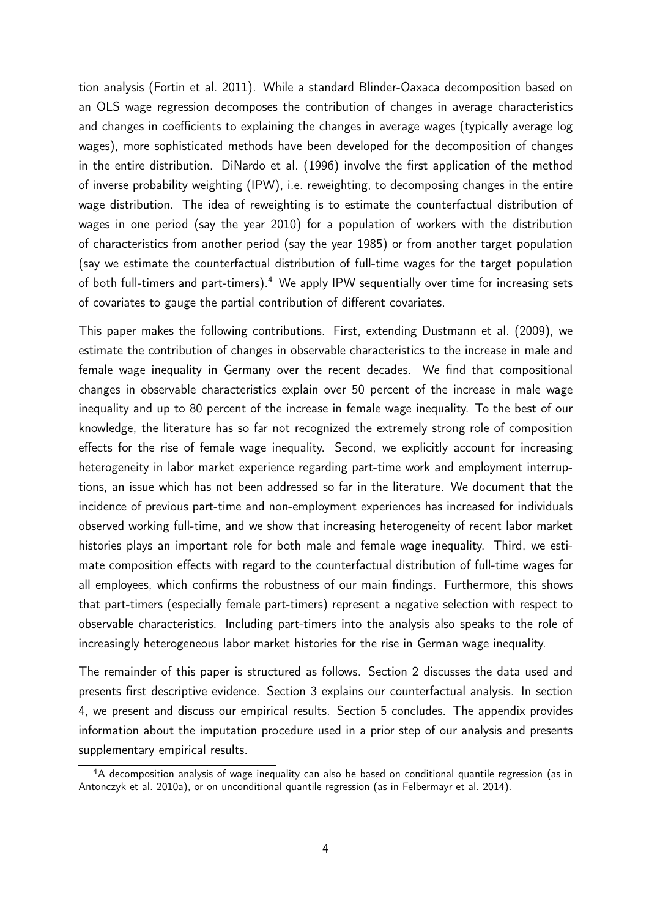tion analysis (Fortin et al. 2011). While a standard Blinder-Oaxaca decomposition based on an OLS wage regression decomposes the contribution of changes in average characteristics and changes in coefficients to explaining the changes in average wages (typically average log wages), more sophisticated methods have been developed for the decomposition of changes in the entire distribution. DiNardo et al. (1996) involve the first application of the method of inverse probability weighting (IPW), i.e. reweighting, to decomposing changes in the entire wage distribution. The idea of reweighting is to estimate the counterfactual distribution of wages in one period (say the year 2010) for a population of workers with the distribution of characteristics from another period (say the year 1985) or from another target population (say we estimate the counterfactual distribution of full-time wages for the target population of both full-timers and part-timers).[4] We apply IPW sequentially over time for increasing sets of covariates to gauge the partial contribution of different covariates.

This paper makes the following contributions. First, extending Dustmann et al. (2009), we estimate the contribution of changes in observable characteristics to the increase in male and female wage inequality in Germany over the recent decades. We find that compositional changes in observable characteristics explain over 50 percent of the increase in male wage inequality and up to 80 percent of the increase in female wage inequality. To the best of our knowledge, the literature has so far not recognized the extremely strong role of composition effects for the rise of female wage inequality. Second, we explicitly account for increasing heterogeneity in labor market experience regarding part-time work and employment interruptions, an issue which has not been addressed so far in the literature. We document that the incidence of previous part-time and non-employment experiences has increased for individuals observed working full-time, and we show that increasing heterogeneity of recent labor market histories plays an important role for both male and female wage inequality. Third, we estimate composition effects with regard to the counterfactual distribution of full-time wages for all employees, which confirms the robustness of our main findings. Furthermore, this shows that part-timers (especially female part-timers) represent a negative selection with respect to observable characteristics. Including part-timers into the analysis also speaks to the role of increasingly heterogeneous labor market histories for the rise in German wage inequality.

The remainder of this paper is structured as follows. Section 2 discusses the data used and presents first descriptive evidence. Section 3 explains our counterfactual analysis. In section 4, we present and discuss our empirical results. Section 5 concludes. The appendix provides information about the imputation procedure used in a prior step of our analysis and presents supplementary empirical results.

[4] A decomposition analysis of wage inequality can also be based on conditional quantile regression (as in Antonczyk et al. 2010a), or on unconditional quantile regression (as in Felbermayr et al. 2014).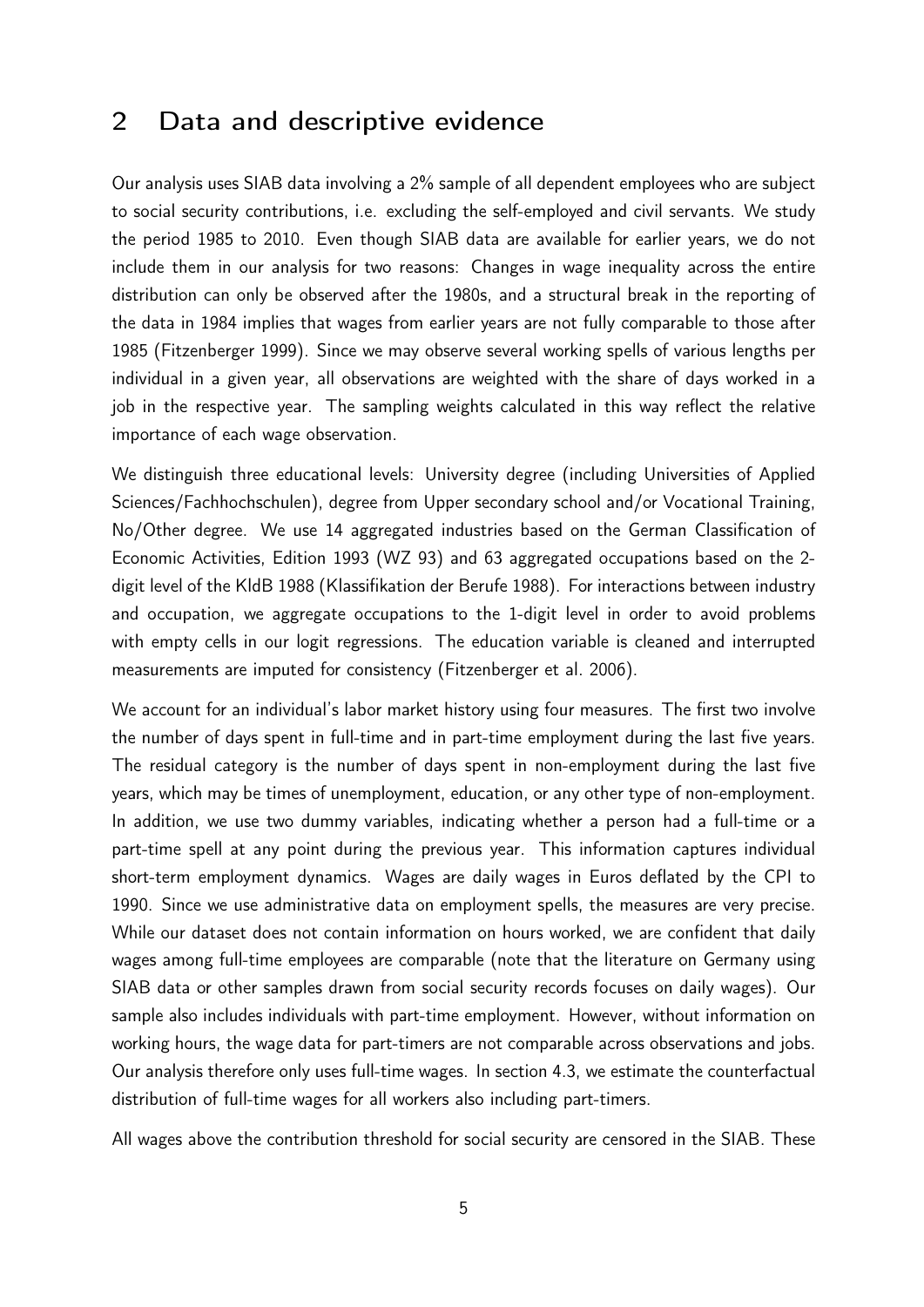## 2 Data and descriptive evidence

Our analysis uses SIAB data involving a 2% sample of all dependent employees who are subject to social security contributions, i.e. excluding the self-employed and civil servants. We study the period 1985 to 2010. Even though SIAB data are available for earlier years, we do not include them in our analysis for two reasons: Changes in wage inequality across the entire distribution can only be observed after the 1980s, and a structural break in the reporting of the data in 1984 implies that wages from earlier years are not fully comparable to those after 1985 (Fitzenberger 1999). Since we may observe several working spells of various lengths per individual in a given year, all observations are weighted with the share of days worked in a job in the respective year. The sampling weights calculated in this way reflect the relative importance of each wage observation.

We distinguish three educational levels: University degree (including Universities of Applied Sciences/Fachhochschulen), degree from Upper secondary school and/or Vocational Training, No/Other degree. We use 14 aggregated industries based on the German Classification of Economic Activities, Edition 1993 (WZ 93) and 63 aggregated occupations based on the 2-digit level of the KldB 1988 (Klassifikation der Berufe 1988). For interactions between industry and occupation, we aggregate occupations to the 1-digit level in order to avoid problems with empty cells in our logit regressions. The education variable is cleaned and interrupted measurements are imputed for consistency (Fitzenberger et al. 2006).

We account for an individual's labor market history using four measures. The first two involve the number of days spent in full-time and in part-time employment during the last five years. The residual category is the number of days spent in non-employment during the last five years, which may be times of unemployment, education, or any other type of non-employment. In addition, we use two dummy variables, indicating whether a person had a full-time or a part-time spell at any point during the previous year. This information captures individual short-term employment dynamics. Wages are daily wages in Euros deflated by the CPI to 1990. Since we use administrative data on employment spells, the measures are very precise. While our dataset does not contain information on hours worked, we are confident that daily wages among full-time employees are comparable (note that the literature on Germany using SIAB data or other samples drawn from social security records focuses on daily wages). Our sample also includes individuals with part-time employment. However, without information on working hours, the wage data for part-timers are not comparable across observations and jobs. Our analysis therefore only uses full-time wages. In section 4.3, we estimate the counterfactual distribution of full-time wages for all workers also including part-timers.

All wages above the contribution threshold for social security are censored in the SIAB. These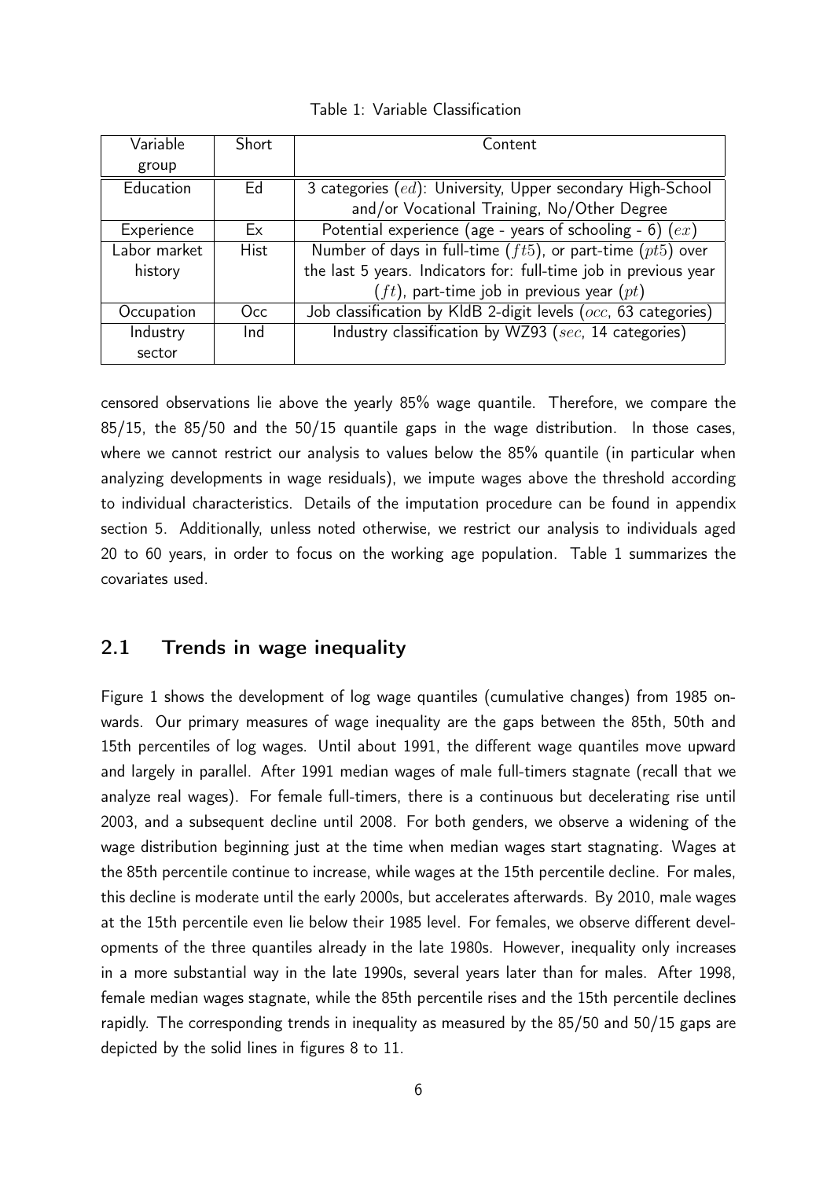Table 1: Variable Classification

| Variable group | Short | Content |
|---|---|---|
| Education | Ed | 3 categories ($ed$): University, Upper secondary High-School and/or Vocational Training, No/Other Degree |
| Experience | Ex | Potential experience (age - years of schooling - 6) ($ex$) |
| Labor market history | Hist | Number of days in full-time ($ft5$), or part-time ($pt5$) over the last 5 years. Indicators for: full-time job in previous year ($ft$), part-time job in previous year ($pt$) |
| Occupation | Occ | Job classification by KldB 2-digit levels ($occ$, 63 categories) |
| Industry sector | Ind | Industry classification by WZ93 ($sec$, 14 categories) |

censored observations lie above the yearly 85% wage quantile. Therefore, we compare the 85/15, the 85/50 and the 50/15 quantile gaps in the wage distribution. In those cases, where we cannot restrict our analysis to values below the 85% quantile (in particular when analyzing developments in wage residuals), we impute wages above the threshold according to individual characteristics. Details of the imputation procedure can be found in appendix section 5. Additionally, unless noted otherwise, we restrict our analysis to individuals aged 20 to 60 years, in order to focus on the working age population. Table 1 summarizes the covariates used.

## 2.1 Trends in wage inequality

Figure 1 shows the development of log wage quantiles (cumulative changes) from 1985 onwards. Our primary measures of wage inequality are the gaps between the 85th, 50th and 15th percentiles of log wages. Until about 1991, the different wage quantiles move upward and largely in parallel. After 1991 median wages of male full-timers stagnate (recall that we analyze real wages). For female full-timers, there is a continuous but decelerating rise until 2003, and a subsequent decline until 2008. For both genders, we observe a widening of the wage distribution beginning just at the time when median wages start stagnating. Wages at the 85th percentile continue to increase, while wages at the 15th percentile decline. For males, this decline is moderate until the early 2000s, but accelerates afterwards. By 2010, male wages at the 15th percentile even lie below their 1985 level. For females, we observe different developments of the three quantiles already in the late 1980s. However, inequality only increases in a more substantial way in the late 1990s, several years later than for males. After 1998, female median wages stagnate, while the 85th percentile rises and the 15th percentile declines rapidly. The corresponding trends in inequality as measured by the 85/50 and 50/15 gaps are depicted by the solid lines in figures 8 to 11.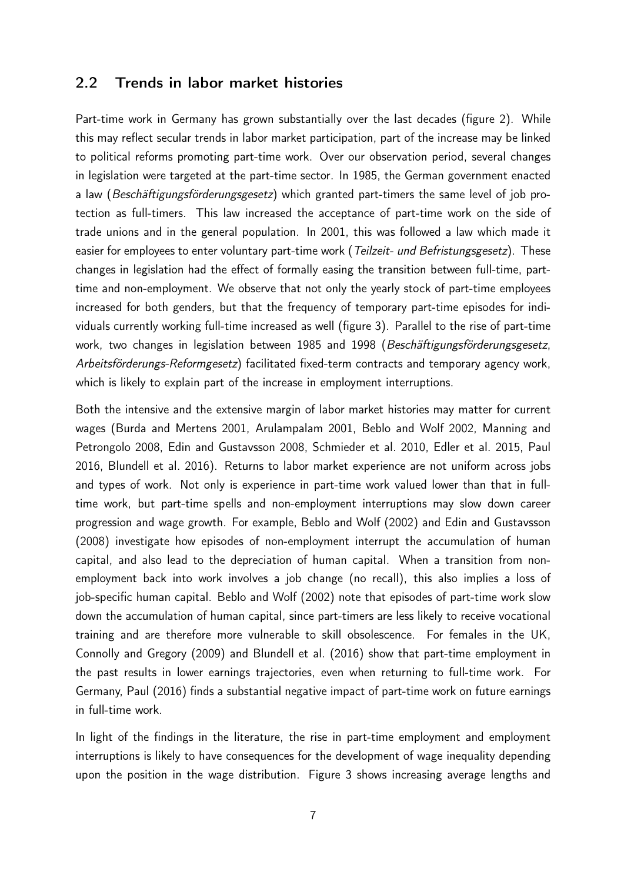## 2.2 Trends in labor market histories

Part-time work in Germany has grown substantially over the last decades (figure 2). While this may reflect secular trends in labor market participation, part of the increase may be linked to political reforms promoting part-time work. Over our observation period, several changes in legislation were targeted at the part-time sector. In 1985, the German government enacted a law (*Beschäftigungsförderungsgesetz*) which granted part-timers the same level of job protection as full-timers. This law increased the acceptance of part-time work on the side of trade unions and in the general population. In 2001, this was followed a law which made it easier for employees to enter voluntary part-time work (*Teilzeit- und Befristungsgesetz*). These changes in legislation had the effect of formally easing the transition between full-time, part-time and non-employment. We observe that not only the yearly stock of part-time employees increased for both genders, but that the frequency of temporary part-time episodes for individuals currently working full-time increased as well (figure 3). Parallel to the rise of part-time work, two changes in legislation between 1985 and 1998 (*Beschäftigungsförderungsgesetz*, *Arbeitsförderungs-Reformgesetz*) facilitated fixed-term contracts and temporary agency work, which is likely to explain part of the increase in employment interruptions.

Both the intensive and the extensive margin of labor market histories may matter for current wages (Burda and Mertens 2001, Arulampalam 2001, Beblo and Wolf 2002, Manning and Petrongolo 2008, Edin and Gustavsson 2008, Schmieder et al. 2010, Edler et al. 2015, Paul 2016, Blundell et al. 2016). Returns to labor market experience are not uniform across jobs and types of work. Not only is experience in part-time work valued lower than that in full-time work, but part-time spells and non-employment interruptions may slow down career progression and wage growth. For example, Beblo and Wolf (2002) and Edin and Gustavsson (2008) investigate how episodes of non-employment interrupt the accumulation of human capital, and also lead to the depreciation of human capital. When a transition from non-employment back into work involves a job change (no recall), this also implies a loss of job-specific human capital. Beblo and Wolf (2002) note that episodes of part-time work slow down the accumulation of human capital, since part-timers are less likely to receive vocational training and are therefore more vulnerable to skill obsolescence. For females in the UK, Connolly and Gregory (2009) and Blundell et al. (2016) show that part-time employment in the past results in lower earnings trajectories, even when returning to full-time work. For Germany, Paul (2016) finds a substantial negative impact of part-time work on future earnings in full-time work.

In light of the findings in the literature, the rise in part-time employment and employment interruptions is likely to have consequences for the development of wage inequality depending upon the position in the wage distribution. Figure 3 shows increasing average lengths and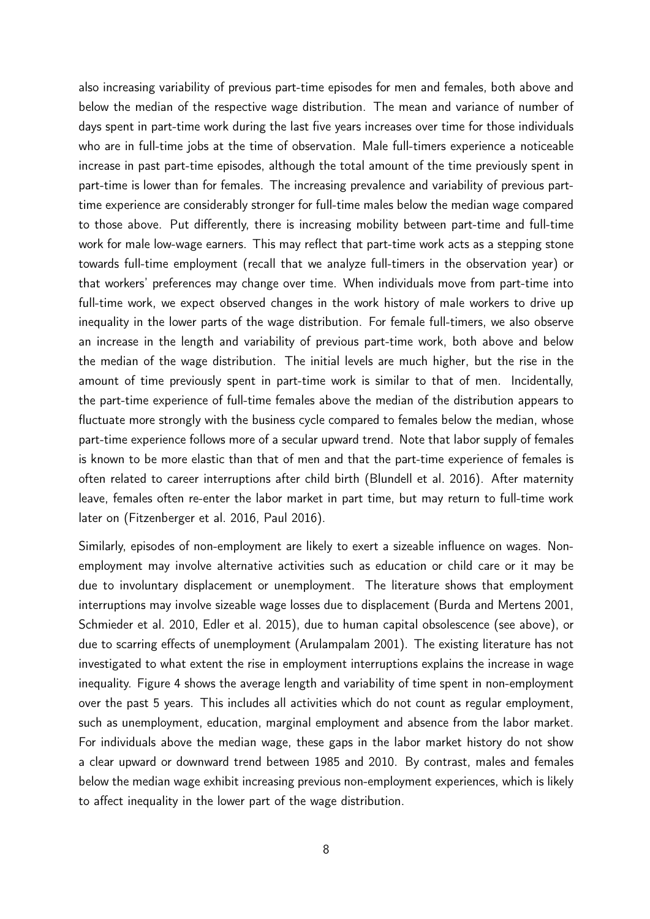also increasing variability of previous part-time episodes for men and females, both above and below the median of the respective wage distribution. The mean and variance of number of days spent in part-time work during the last five years increases over time for those individuals who are in full-time jobs at the time of observation. Male full-timers experience a noticeable increase in past part-time episodes, although the total amount of the time previously spent in part-time is lower than for females. The increasing prevalence and variability of previous part-time experience are considerably stronger for full-time males below the median wage compared to those above. Put differently, there is increasing mobility between part-time and full-time work for male low-wage earners. This may reflect that part-time work acts as a stepping stone towards full-time employment (recall that we analyze full-timers in the observation year) or that workers' preferences may change over time. When individuals move from part-time into full-time work, we expect observed changes in the work history of male workers to drive up inequality in the lower parts of the wage distribution. For female full-timers, we also observe an increase in the length and variability of previous part-time work, both above and below the median of the wage distribution. The initial levels are much higher, but the rise in the amount of time previously spent in part-time work is similar to that of men. Incidentally, the part-time experience of full-time females above the median of the distribution appears to fluctuate more strongly with the business cycle compared to females below the median, whose part-time experience follows more of a secular upward trend. Note that labor supply of females is known to be more elastic than that of men and that the part-time experience of females is often related to career interruptions after child birth (Blundell et al. 2016). After maternity leave, females often re-enter the labor market in part time, but may return to full-time work later on (Fitzenberger et al. 2016, Paul 2016).

Similarly, episodes of non-employment are likely to exert a sizeable influence on wages. Non-employment may involve alternative activities such as education or child care or it may be due to involuntary displacement or unemployment. The literature shows that employment interruptions may involve sizeable wage losses due to displacement (Burda and Mertens 2001, Schmieder et al. 2010, Edler et al. 2015), due to human capital obsolescence (see above), or due to scarring effects of unemployment (Arulampalam 2001). The existing literature has not investigated to what extent the rise in employment interruptions explains the increase in wage inequality. Figure 4 shows the average length and variability of time spent in non-employment over the past 5 years. This includes all activities which do not count as regular employment, such as unemployment, education, marginal employment and absence from the labor market. For individuals above the median wage, these gaps in the labor market history do not show a clear upward or downward trend between 1985 and 2010. By contrast, males and females below the median wage exhibit increasing previous non-employment experiences, which is likely to affect inequality in the lower part of the wage distribution.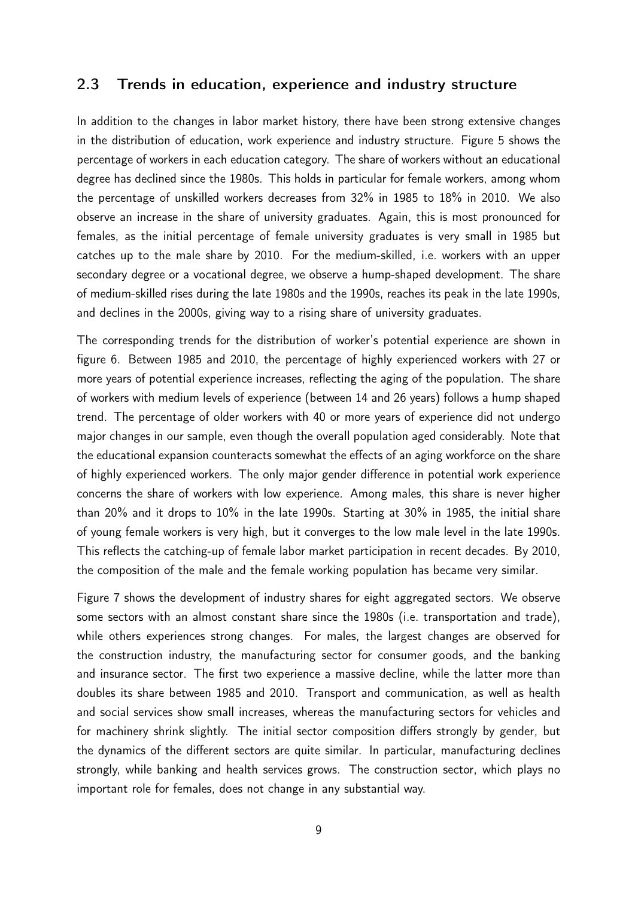## 2.3 Trends in education, experience and industry structure

In addition to the changes in labor market history, there have been strong extensive changes in the distribution of education, work experience and industry structure. Figure 5 shows the percentage of workers in each education category. The share of workers without an educational degree has declined since the 1980s. This holds in particular for female workers, among whom the percentage of unskilled workers decreases from 32% in 1985 to 18% in 2010. We also observe an increase in the share of university graduates. Again, this is most pronounced for females, as the initial percentage of female university graduates is very small in 1985 but catches up to the male share by 2010. For the medium-skilled, i.e. workers with an upper secondary degree or a vocational degree, we observe a hump-shaped development. The share of medium-skilled rises during the late 1980s and the 1990s, reaches its peak in the late 1990s, and declines in the 2000s, giving way to a rising share of university graduates.

The corresponding trends for the distribution of worker's potential experience are shown in figure 6. Between 1985 and 2010, the percentage of highly experienced workers with 27 or more years of potential experience increases, reflecting the aging of the population. The share of workers with medium levels of experience (between 14 and 26 years) follows a hump shaped trend. The percentage of older workers with 40 or more years of experience did not undergo major changes in our sample, even though the overall population aged considerably. Note that the educational expansion counteracts somewhat the effects of an aging workforce on the share of highly experienced workers. The only major gender difference in potential work experience concerns the share of workers with low experience. Among males, this share is never higher than 20% and it drops to 10% in the late 1990s. Starting at 30% in 1985, the initial share of young female workers is very high, but it converges to the low male level in the late 1990s. This reflects the catching-up of female labor market participation in recent decades. By 2010, the composition of the male and the female working population has became very similar.

Figure 7 shows the development of industry shares for eight aggregated sectors. We observe some sectors with an almost constant share since the 1980s (i.e. transportation and trade), while others experiences strong changes. For males, the largest changes are observed for the construction industry, the manufacturing sector for consumer goods, and the banking and insurance sector. The first two experience a massive decline, while the latter more than doubles its share between 1985 and 2010. Transport and communication, as well as health and social services show small increases, whereas the manufacturing sectors for vehicles and for machinery shrink slightly. The initial sector composition differs strongly by gender, but the dynamics of the different sectors are quite similar. In particular, manufacturing declines strongly, while banking and health services grows. The construction sector, which plays no important role for females, does not change in any substantial way.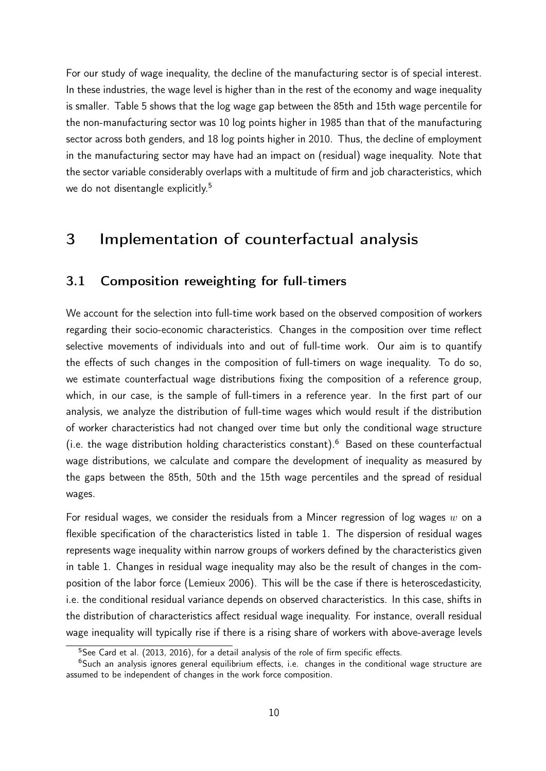For our study of wage inequality, the decline of the manufacturing sector is of special interest. In these industries, the wage level is higher than in the rest of the economy and wage inequality is smaller. Table 5 shows that the log wage gap between the 85th and 15th wage percentile for the non-manufacturing sector was 10 log points higher in 1985 than that of the manufacturing sector across both genders, and 18 log points higher in 2010. Thus, the decline of employment in the manufacturing sector may have had an impact on (residual) wage inequality. Note that the sector variable considerably overlaps with a multitude of firm and job characteristics, which we do not disentangle explicitly.[5]

# 3 Implementation of counterfactual analysis

## 3.1 Composition reweighting for full-timers

We account for the selection into full-time work based on the observed composition of workers regarding their socio-economic characteristics. Changes in the composition over time reflect selective movements of individuals into and out of full-time work. Our aim is to quantify the effects of such changes in the composition of full-timers on wage inequality. To do so, we estimate counterfactual wage distributions fixing the composition of a reference group, which, in our case, is the sample of full-timers in a reference year. In the first part of our analysis, we analyze the distribution of full-time wages which would result if the distribution of worker characteristics had not changed over time but only the conditional wage structure (i.e. the wage distribution holding characteristics constant).[6] Based on these counterfactual wage distributions, we calculate and compare the development of inequality as measured by the gaps between the 85th, 50th and the 15th wage percentiles and the spread of residual wages.

For residual wages, we consider the residuals from a Mincer regression of log wages $w$ on a flexible specification of the characteristics listed in table 1. The dispersion of residual wages represents wage inequality within narrow groups of workers defined by the characteristics given in table 1. Changes in residual wage inequality may also be the result of changes in the composition of the labor force (Lemieux 2006). This will be the case if there is heteroscedasticity, i.e. the conditional residual variance depends on observed characteristics. In this case, shifts in the distribution of characteristics affect residual wage inequality. For instance, overall residual wage inequality will typically rise if there is a rising share of workers with above-average levels

[5] See Card et al. (2013, 2016), for a detail analysis of the role of firm specific effects.

[6] Such an analysis ignores general equilibrium effects, i.e. changes in the conditional wage structure are assumed to be independent of changes in the work force composition.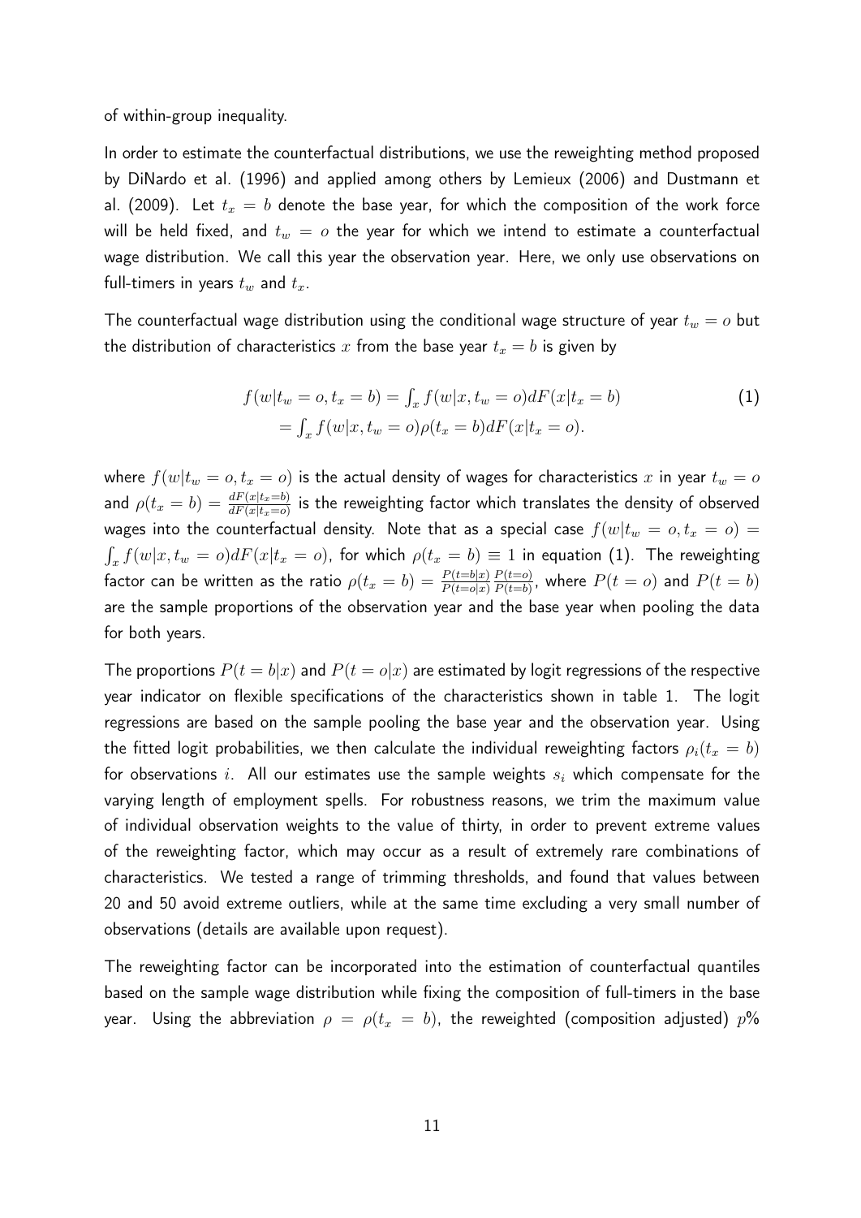of within-group inequality.

In order to estimate the counterfactual distributions, we use the reweighting method proposed by DiNardo et al. (1996) and applied among others by Lemieux (2006) and Dustmann et al. (2009). Let $t_x = b$ denote the base year, for which the composition of the work force will be held fixed, and $t_w = o$ the year for which we intend to estimate a counterfactual wage distribution. We call this year the observation year. Here, we only use observations on full-timers in years $t_w$ and $t_x$.

The counterfactual wage distribution using the conditional wage structure of year $t_w = o$ but the distribution of characteristics $x$ from the base year $t_x = b$ is given by

$$
\begin{aligned}
f(w|t_w = o, t_x = b) &= \int_x f(w|x, t_w = o) dF(x|t_x = b) \\
&= \int_x f(w|x, t_w = o) \rho(t_x = b) dF(x|t_x = o).
\end{aligned}
\tag{1}
$$

where $f(w|t_w = o, t_x = o)$ is the actual density of wages for characteristics $x$ in year $t_w = o$ and $\rho(t_x = b) = \frac{dF(x|t_x=b)}{dF(x|t_x=o)}$ is the reweighting factor which translates the density of observed wages into the counterfactual density. Note that as a special case $f(w|t_w = o, t_x = o) = \int_x f(w|x, t_w = o) dF(x|t_x = o)$, for which $\rho(t_x = b) \equiv 1$ in equation (1). The reweighting factor can be written as the ratio $\rho(t_x = b) = \frac{P(t=b|x)}{P(t=o|x)} \frac{P(t=o)}{P(t=b)}$, where $P(t = o)$ and $P(t = b)$ are the sample proportions of the observation year and the base year when pooling the data for both years.

The proportions $P(t = b|x)$ and $P(t = o|x)$ are estimated by logit regressions of the respective year indicator on flexible specifications of the characteristics shown in table 1. The logit regressions are based on the sample pooling the base year and the observation year. Using the fitted logit probabilities, we then calculate the individual reweighting factors $\rho_i(t_x = b)$ for observations $i$. All our estimates use the sample weights $s_i$ which compensate for the varying length of employment spells. For robustness reasons, we trim the maximum value of individual observation weights to the value of thirty, in order to prevent extreme values of the reweighting factor, which may occur as a result of extremely rare combinations of characteristics. We tested a range of trimming thresholds, and found that values between 20 and 50 avoid extreme outliers, while at the same time excluding a very small number of observations (details are available upon request).

The reweighting factor can be incorporated into the estimation of counterfactual quantiles based on the sample wage distribution while fixing the composition of full-timers in the base year. Using the abbreviation $\rho = \rho(t_x = b)$, the reweighted (composition adjusted) $p$%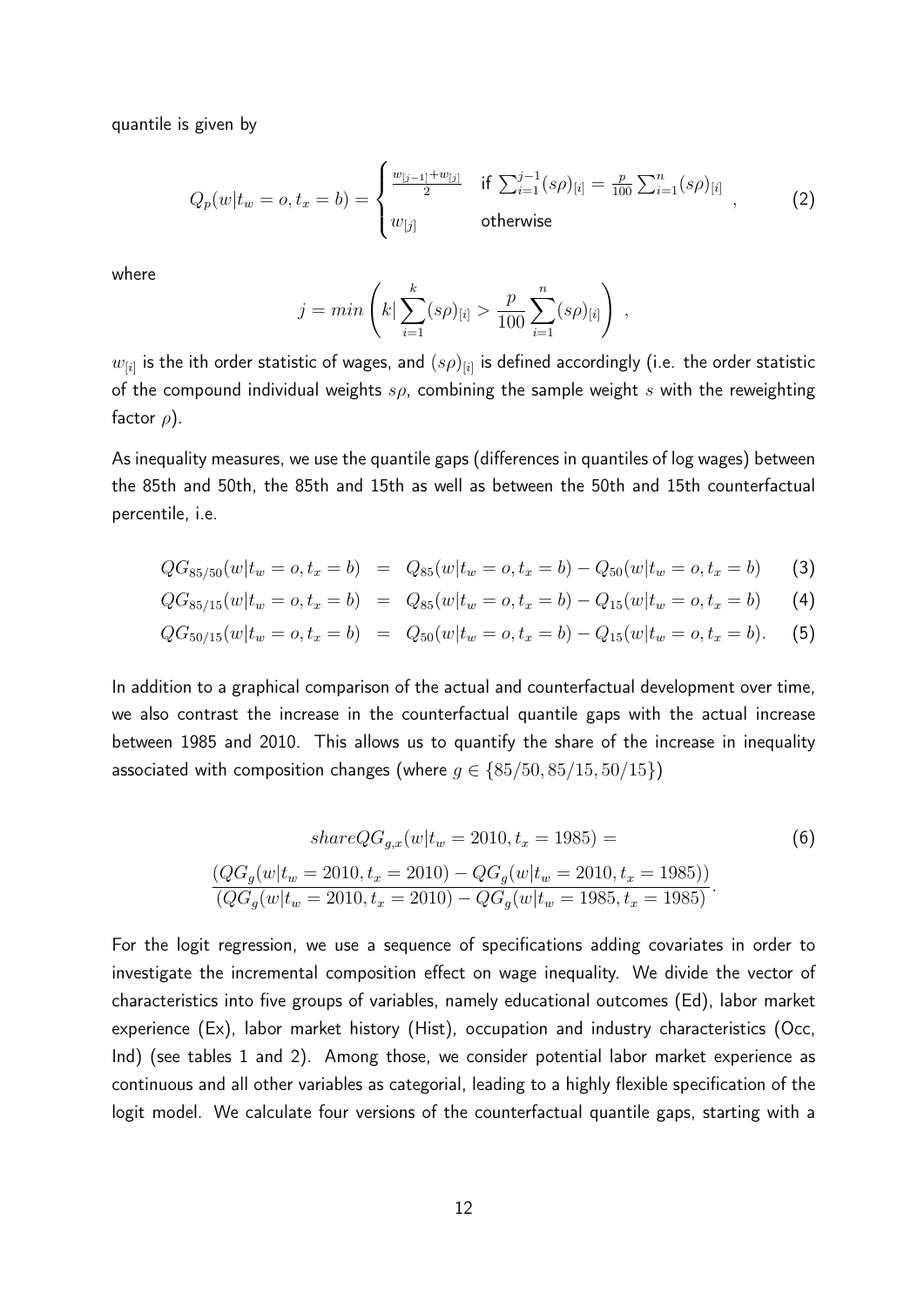quantile is given by

$$Q_p(w|t_w = o, t_x = b) = \begin{cases} \frac{w_{[j-1]}+w_{[j]}}{2} & \text{if } \sum_{i=1}^{j-1}(s\rho)_{[i]} = \frac{p}{100}\sum_{i=1}^{n}(s\rho)_{[i]} \\ w_{[j]} & \text{otherwise} \end{cases}, \tag{2}$$

where

$$j = min\left(k | \sum_{i=1}^{k}(s\rho)_{[i]} > \frac{p}{100}\sum_{i=1}^{n}(s\rho)_{[i]}\right),$$

$w_{[i]}$ is the ith order statistic of wages, and $(s\rho)_{[i]}$ is defined accordingly (i.e. the order statistic of the compound individual weights $s\rho$, combining the sample weight $s$ with the reweighting factor $\rho$).

As inequality measures, we use the quantile gaps (differences in quantiles of log wages) between the 85th and 50th, the 85th and 15th as well as between the 50th and 15th counterfactual percentile, i.e.

$$QG_{85/50}(w|t_w = o, t_x = b) = Q_{85}(w|t_w = o, t_x = b) - Q_{50}(w|t_w = o, t_x = b) \tag{3}$$

$$QG_{85/15}(w|t_w = o, t_x = b) = Q_{85}(w|t_w = o, t_x = b) - Q_{15}(w|t_w = o, t_x = b) \tag{4}$$

$$QG_{50/15}(w|t_w = o, t_x = b) = Q_{50}(w|t_w = o, t_x = b) - Q_{15}(w|t_w = o, t_x = b). \tag{5}$$

In addition to a graphical comparison of the actual and counterfactual development over time, we also contrast the increase in the counterfactual quantile gaps with the actual increase between 1985 and 2010. This allows us to quantify the share of the increase in inequality associated with composition changes (where $g \in \{85/50, 85/15, 50/15\}$)

$$shareQG_{g,x}(w|t_w = 2010, t_x = 1985) = \frac{(QG_g(w|t_w = 2010, t_x = 2010) - QG_g(w|t_w = 2010, t_x = 1985))}{(QG_g(w|t_w = 2010, t_x = 2010) - QG_g(w|t_w = 1985, t_x = 1985)}. \tag{6}$$

For the logit regression, we use a sequence of specifications adding covariates in order to investigate the incremental composition effect on wage inequality. We divide the vector of characteristics into five groups of variables, namely educational outcomes (Ed), labor market experience (Ex), labor market history (Hist), occupation and industry characteristics (Occ, Ind) (see tables 1 and 2). Among those, we consider potential labor market experience as continuous and all other variables as categorial, leading to a highly flexible specification of the logit model. We calculate four versions of the counterfactual quantile gaps, starting with a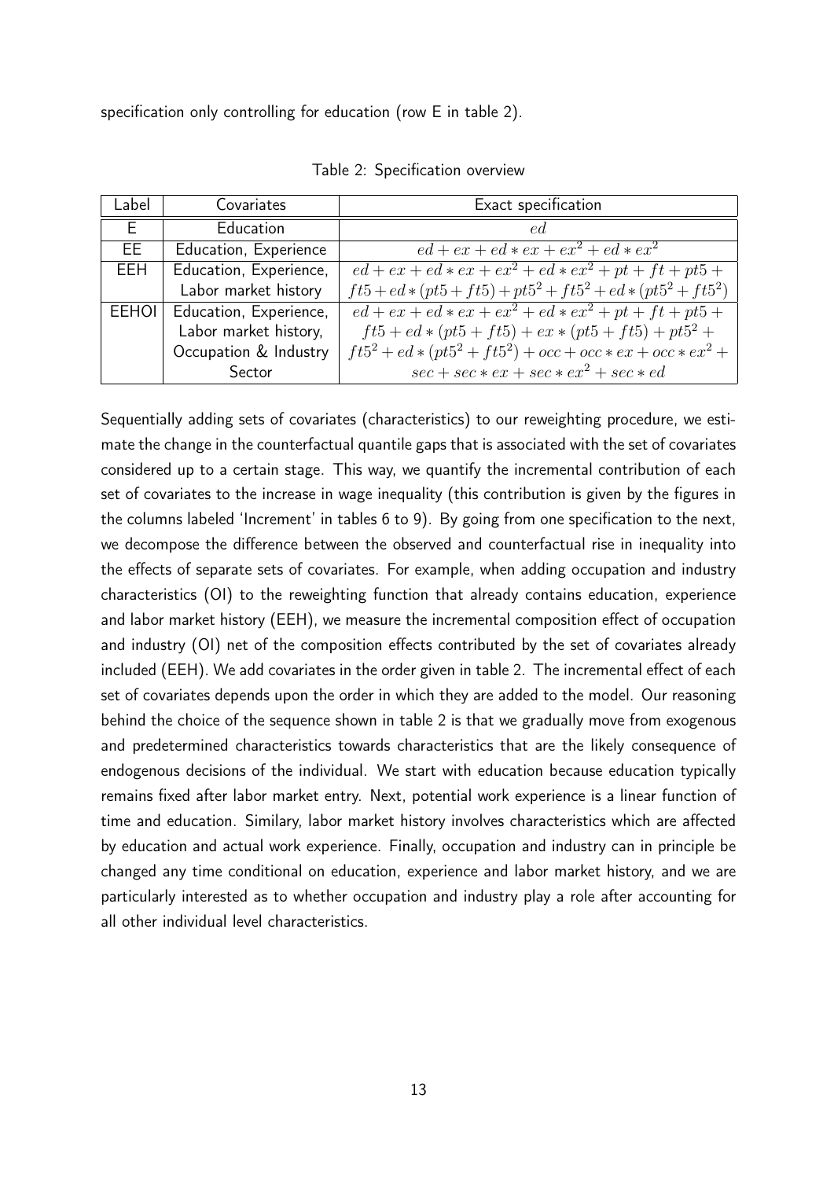specification only controlling for education (row E in table 2).

Table 2: Specification overview

| Label | Covariates | Exact specification |
|---|---|---|
| E | Education | $ed$ |
| EE | Education, Experience | $ed + ex + ed * ex + ex^2 + ed * ex^2$ |
| EEH | Education, Experience, Labor market history | $ed + ex + ed * ex + ex^2 + ed * ex^2 + pt + ft + pt5 + ft5 + ed * (pt5 + ft5) + pt5^2 + ft5^2 + ed * (pt5^2 + ft5^2)$ |
| EEHOI | Education, Experience, Labor market history, Occupation & Industry Sector | $ed + ex + ed * ex + ex^2 + ed * ex^2 + pt + ft + pt5 + ft5 + ed * (pt5 + ft5) + ex * (pt5 + ft5) + pt5^2 + ft5^2 + ed * (pt5^2 + ft5^2) + occ + occ * ex + occ * ex^2 + sec + sec * ex + sec * ex^2 + sec * ed$ |

Sequentially adding sets of covariates (characteristics) to our reweighting procedure, we estimate the change in the counterfactual quantile gaps that is associated with the set of covariates considered up to a certain stage. This way, we quantify the incremental contribution of each set of covariates to the increase in wage inequality (this contribution is given by the figures in the columns labeled 'Increment' in tables 6 to 9). By going from one specification to the next, we decompose the difference between the observed and counterfactual rise in inequality into the effects of separate sets of covariates. For example, when adding occupation and industry characteristics (OI) to the reweighting function that already contains education, experience and labor market history (EEH), we measure the incremental composition effect of occupation and industry (OI) net of the composition effects contributed by the set of covariates already included (EEH). We add covariates in the order given in table 2. The incremental effect of each set of covariates depends upon the order in which they are added to the model. Our reasoning behind the choice of the sequence shown in table 2 is that we gradually move from exogenous and predetermined characteristics towards characteristics that are the likely consequence of endogenous decisions of the individual. We start with education because education typically remains fixed after labor market entry. Next, potential work experience is a linear function of time and education. Similary, labor market history involves characteristics which are affected by education and actual work experience. Finally, occupation and industry can in principle be changed any time conditional on education, experience and labor market history, and we are particularly interested as to whether occupation and industry play a role after accounting for all other individual level characteristics.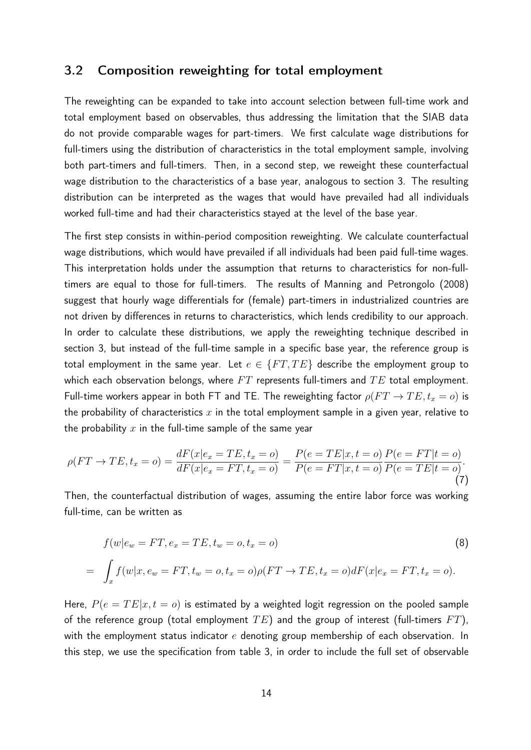## 3.2 Composition reweighting for total employment

The reweighting can be expanded to take into account selection between full-time work and total employment based on observables, thus addressing the limitation that the SIAB data do not provide comparable wages for part-timers. We first calculate wage distributions for full-timers using the distribution of characteristics in the total employment sample, involving both part-timers and full-timers. Then, in a second step, we reweight these counterfactual wage distribution to the characteristics of a base year, analogous to section 3. The resulting distribution can be interpreted as the wages that would have prevailed had all individuals worked full-time and had their characteristics stayed at the level of the base year.

The first step consists in within-period composition reweighting. We calculate counterfactual wage distributions, which would have prevailed if all individuals had been paid full-time wages. This interpretation holds under the assumption that returns to characteristics for non-full-timers are equal to those for full-timers. The results of Manning and Petrongolo (2008) suggest that hourly wage differentials for (female) part-timers in industrialized countries are not driven by differences in returns to characteristics, which lends credibility to our approach. In order to calculate these distributions, we apply the reweighting technique described in section 3, but instead of the full-time sample in a specific base year, the reference group is total employment in the same year. Let $e \in \{FT, TE\}$ describe the employment group to which each observation belongs, where $FT$ represents full-timers and $TE$ total employment. Full-time workers appear in both FT and TE. The reweighting factor $\rho(FT \rightarrow TE, t_x = o)$ is the probability of characteristics $x$ in the total employment sample in a given year, relative to the probability $x$ in the full-time sample of the same year

$$\rho(FT \rightarrow TE, t_x = o) = \frac{dF(x|e_x = TE, t_x = o)}{dF(x|e_x = FT, t_x = o)} = \frac{P(e = TE|x, t = o)}{P(e = FT|x, t = o)} \frac{P(e = FT|t = o)}{P(e = TE|t = o)}. \tag{7}$$

Then, the counterfactual distribution of wages, assuming the entire labor force was working full-time, can be written as

$$\begin{aligned} & f(w|e_w = FT, e_x = TE, t_w = o, t_x = o) \\ = & \int_x f(w|x, e_w = FT, t_w = o, t_x = o)\rho(FT \rightarrow TE, t_x = o) dF(x|e_x = FT, t_x = o). \end{aligned} \tag{8}$$

Here, $P(e = TE|x, t = o)$ is estimated by a weighted logit regression on the pooled sample of the reference group (total employment $TE$) and the group of interest (full-timers $FT$), with the employment status indicator $e$ denoting group membership of each observation. In this step, we use the specification from table 3, in order to include the full set of observable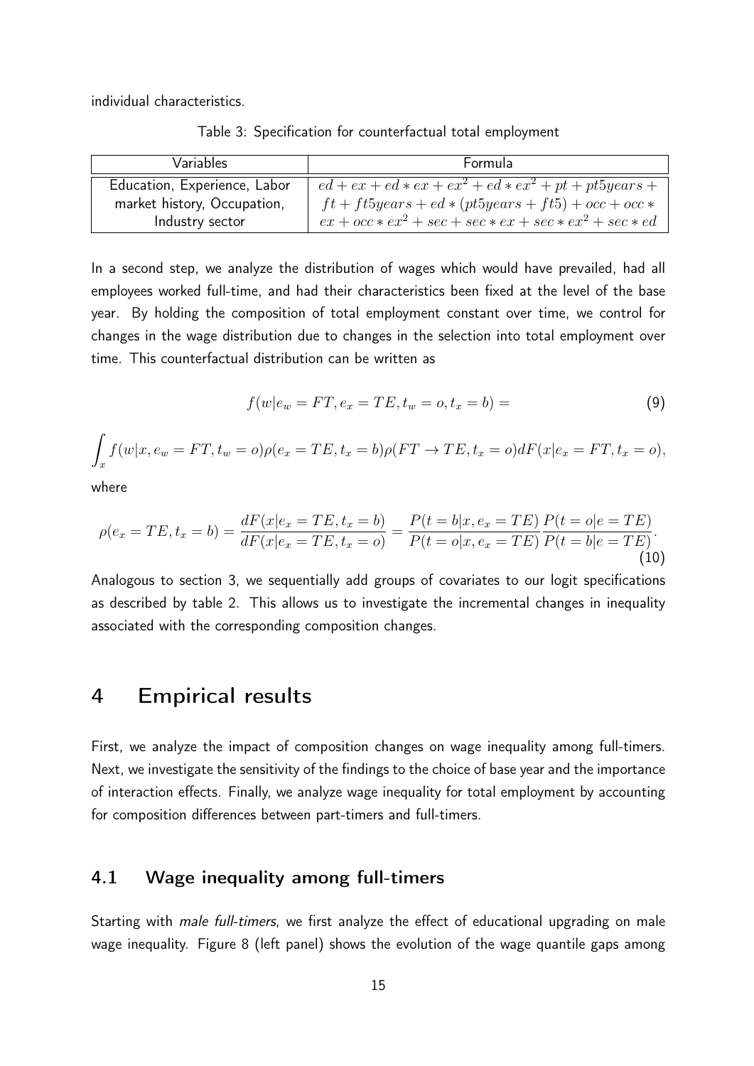individual characteristics.

Table 3: Specification for counterfactual total employment

| Variables | Formula |
| --- | --- |
| Education, Experience, Labor market history, Occupation, Industry sector | $ed + ex + ed * ex + ex^2 + ed * ex^2 + pt + pt5years + ft + ft5years + ed * (pt5years + ft5) + occ + occ * ex + occ * ex^2 + sec + sec * ex + sec * ex^2 + sec * ed$ |

In a second step, we analyze the distribution of wages which would have prevailed, had all employees worked full-time, and had their characteristics been fixed at the level of the base year. By holding the composition of total employment constant over time, we control for changes in the wage distribution due to changes in the selection into total employment over time. This counterfactual distribution can be written as

$$f(w|e_w = FT, e_x = TE, t_w = o, t_x = b) = \tag{9}$$

$$\int_x f(w|x, e_w = FT, t_w = o)\rho(e_x = TE, t_x = b)\rho(FT \to TE, t_x = o)dF(x|e_x = FT, t_x = o),$$

where

$$\rho(e_x = TE, t_x = b) = \frac{dF(x|e_x = TE, t_x = b)}{dF(x|e_x = TE, t_x = o)} = \frac{P(t = b|x, e_x = TE)}{P(t = o|x, e_x = TE)} \frac{P(t = o|e = TE)}{P(t = b|e = TE)}. \tag{10}$$

Analogous to section 3, we sequentially add groups of covariates to our logit specifications as described by table 2. This allows us to investigate the incremental changes in inequality associated with the corresponding composition changes.

# 4 Empirical results

First, we analyze the impact of composition changes on wage inequality among full-timers. Next, we investigate the sensitivity of the findings to the choice of base year and the importance of interaction effects. Finally, we analyze wage inequality for total employment by accounting for composition differences between part-timers and full-timers.

## 4.1 Wage inequality among full-timers

Starting with *male full-timers*, we first analyze the effect of educational upgrading on male wage inequality. Figure 8 (left panel) shows the evolution of the wage quantile gaps among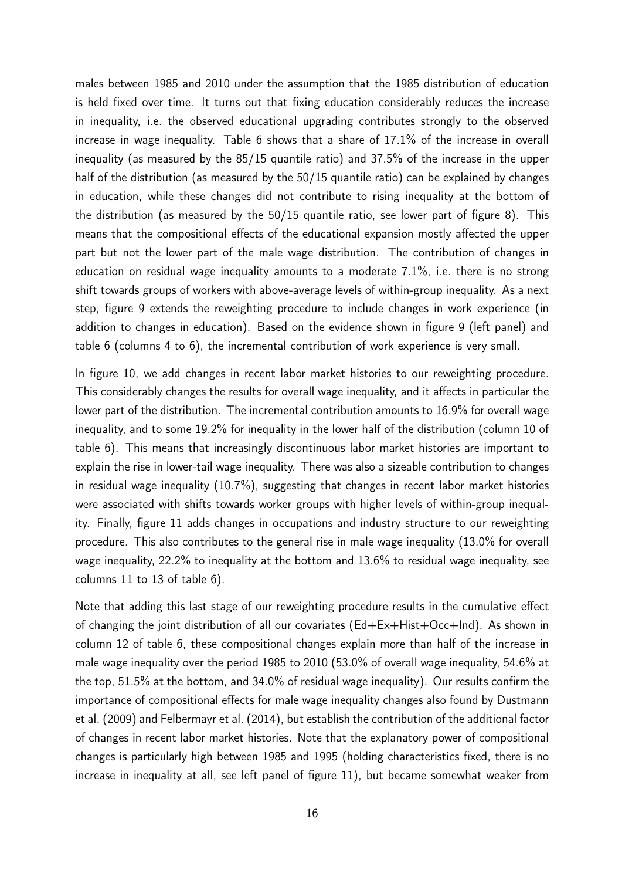males between 1985 and 2010 under the assumption that the 1985 distribution of education is held fixed over time. It turns out that fixing education considerably reduces the increase in inequality, i.e. the observed educational upgrading contributes strongly to the observed increase in wage inequality. Table 6 shows that a share of 17.1% of the increase in overall inequality (as measured by the 85/15 quantile ratio) and 37.5% of the increase in the upper half of the distribution (as measured by the 50/15 quantile ratio) can be explained by changes in education, while these changes did not contribute to rising inequality at the bottom of the distribution (as measured by the 50/15 quantile ratio, see lower part of figure 8). This means that the compositional effects of the educational expansion mostly affected the upper part but not the lower part of the male wage distribution. The contribution of changes in education on residual wage inequality amounts to a moderate 7.1%, i.e. there is no strong shift towards groups of workers with above-average levels of within-group inequality. As a next step, figure 9 extends the reweighting procedure to include changes in work experience (in addition to changes in education). Based on the evidence shown in figure 9 (left panel) and table 6 (columns 4 to 6), the incremental contribution of work experience is very small.

In figure 10, we add changes in recent labor market histories to our reweighting procedure. This considerably changes the results for overall wage inequality, and it affects in particular the lower part of the distribution. The incremental contribution amounts to 16.9% for overall wage inequality, and to some 19.2% for inequality in the lower half of the distribution (column 10 of table 6). This means that increasingly discontinuous labor market histories are important to explain the rise in lower-tail wage inequality. There was also a sizeable contribution to changes in residual wage inequality (10.7%), suggesting that changes in recent labor market histories were associated with shifts towards worker groups with higher levels of within-group inequality. Finally, figure 11 adds changes in occupations and industry structure to our reweighting procedure. This also contributes to the general rise in male wage inequality (13.0% for overall wage inequality, 22.2% to inequality at the bottom and 13.6% to residual wage inequality, see columns 11 to 13 of table 6).

Note that adding this last stage of our reweighting procedure results in the cumulative effect of changing the joint distribution of all our covariates (Ed+Ex+Hist+Occ+Ind). As shown in column 12 of table 6, these compositional changes explain more than half of the increase in male wage inequality over the period 1985 to 2010 (53.0% of overall wage inequality, 54.6% at the top, 51.5% at the bottom, and 34.0% of residual wage inequality). Our results confirm the importance of compositional effects for male wage inequality changes also found by Dustmann et al. (2009) and Felbermayr et al. (2014), but establish the contribution of the additional factor of changes in recent labor market histories. Note that the explanatory power of compositional changes is particularly high between 1985 and 1995 (holding characteristics fixed, there is no increase in inequality at all, see left panel of figure 11), but became somewhat weaker from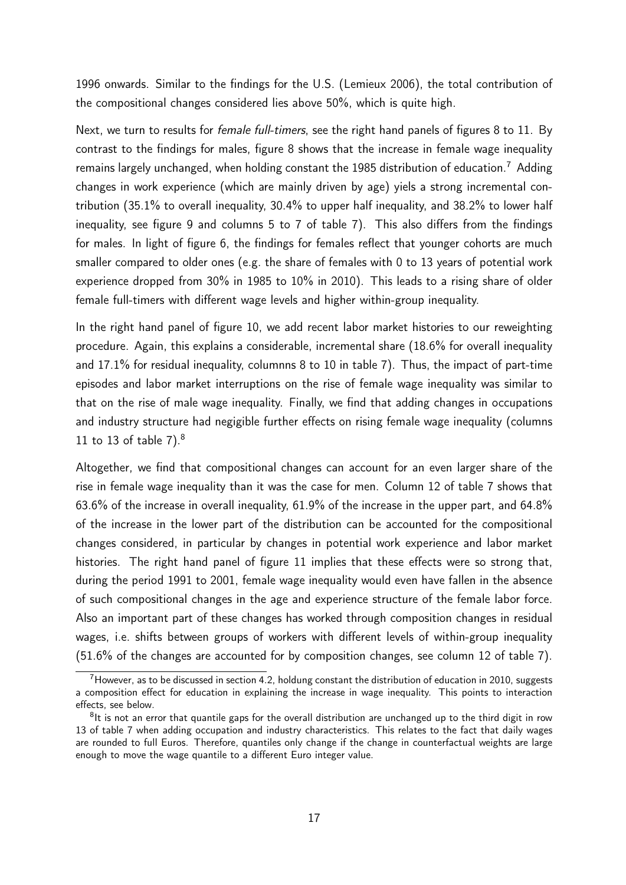1996 onwards. Similar to the findings for the U.S. (Lemieux 2006), the total contribution of the compositional changes considered lies above 50%, which is quite high.

Next, we turn to results for *female full-timers*, see the right hand panels of figures 8 to 11. By contrast to the findings for males, figure 8 shows that the increase in female wage inequality remains largely unchanged, when holding constant the 1985 distribution of education.[7] Adding changes in work experience (which are mainly driven by age) yiels a strong incremental contribution (35.1% to overall inequality, 30.4% to upper half inequality, and 38.2% to lower half inequality, see figure 9 and columns 5 to 7 of table 7). This also differs from the findings for males. In light of figure 6, the findings for females reflect that younger cohorts are much smaller compared to older ones (e.g. the share of females with 0 to 13 years of potential work experience dropped from 30% in 1985 to 10% in 2010). This leads to a rising share of older female full-timers with different wage levels and higher within-group inequality.

In the right hand panel of figure 10, we add recent labor market histories to our reweighting procedure. Again, this explains a considerable, incremental share (18.6% for overall inequality and 17.1% for residual inequality, columnns 8 to 10 in table 7). Thus, the impact of part-time episodes and labor market interruptions on the rise of female wage inequality was similar to that on the rise of male wage inequality. Finally, we find that adding changes in occupations and industry structure had negigible further effects on rising female wage inequality (columns 11 to 13 of table 7).[8]

Altogether, we find that compositional changes can account for an even larger share of the rise in female wage inequality than it was the case for men. Column 12 of table 7 shows that 63.6% of the increase in overall inequality, 61.9% of the increase in the upper part, and 64.8% of the increase in the lower part of the distribution can be accounted for the compositional changes considered, in particular by changes in potential work experience and labor market histories. The right hand panel of figure 11 implies that these effects were so strong that, during the period 1991 to 2001, female wage inequality would even have fallen in the absence of such compositional changes in the age and experience structure of the female labor force. Also an important part of these changes has worked through composition changes in residual wages, i.e. shifts between groups of workers with different levels of within-group inequality (51.6% of the changes are accounted for by composition changes, see column 12 of table 7).

[7] However, as to be discussed in section 4.2, holdung constant the distribution of education in 2010, suggests a composition effect for education in explaining the increase in wage inequality. This points to interaction effects, see below.

[8] It is not an error that quantile gaps for the overall distribution are unchanged up to the third digit in row 13 of table 7 when adding occupation and industry characteristics. This relates to the fact that daily wages are rounded to full Euros. Therefore, quantiles only change if the change in counterfactual weights are large enough to move the wage quantile to a different Euro integer value.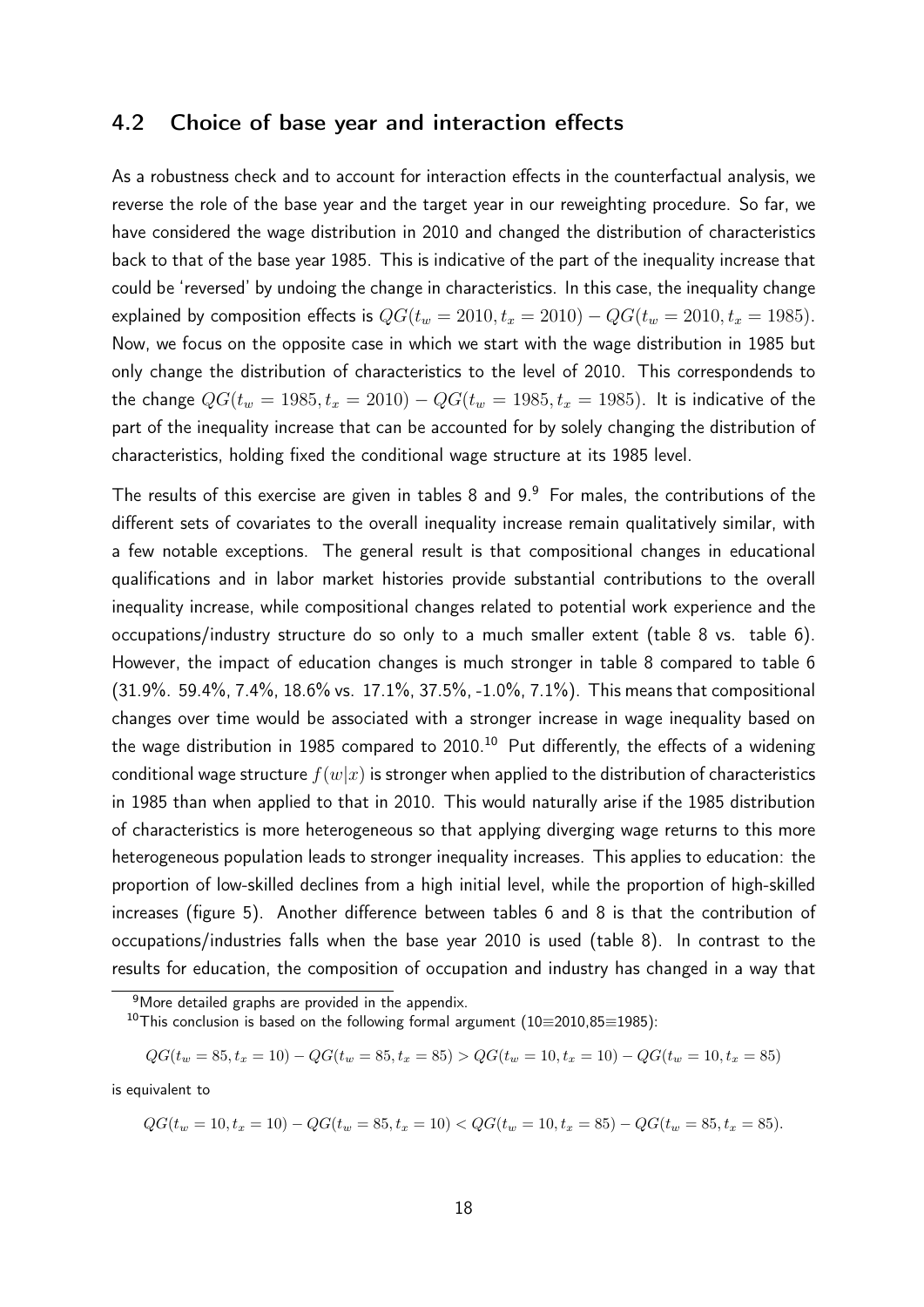## 4.2 Choice of base year and interaction effects

As a robustness check and to account for interaction effects in the counterfactual analysis, we reverse the role of the base year and the target year in our reweighting procedure. So far, we have considered the wage distribution in 2010 and changed the distribution of characteristics back to that of the base year 1985. This is indicative of the part of the inequality increase that could be 'reversed' by undoing the change in characteristics. In this case, the inequality change explained by composition effects is $QG(t_w = 2010, t_x = 2010) - QG(t_w = 2010, t_x = 1985)$. Now, we focus on the opposite case in which we start with the wage distribution in 1985 but only change the distribution of characteristics to the level of 2010. This correspondends to the change $QG(t_w = 1985, t_x = 2010) - QG(t_w = 1985, t_x = 1985)$. It is indicative of the part of the inequality increase that can be accounted for by solely changing the distribution of characteristics, holding fixed the conditional wage structure at its 1985 level.

The results of this exercise are given in tables 8 and 9.[9] For males, the contributions of the different sets of covariates to the overall inequality increase remain qualitatively similar, with a few notable exceptions. The general result is that compositional changes in educational qualifications and in labor market histories provide substantial contributions to the overall inequality increase, while compositional changes related to potential work experience and the occupations/industry structure do so only to a much smaller extent (table 8 vs. table 6). However, the impact of education changes is much stronger in table 8 compared to table 6 (31.9%. 59.4%, 7.4%, 18.6% vs. 17.1%, 37.5%, -1.0%, 7.1%). This means that compositional changes over time would be associated with a stronger increase in wage inequality based on the wage distribution in 1985 compared to 2010.[10] Put differently, the effects of a widening conditional wage structure $f(w|x)$ is stronger when applied to the distribution of characteristics in 1985 than when applied to that in 2010. This would naturally arise if the 1985 distribution of characteristics is more heterogeneous so that applying diverging wage returns to this more heterogeneous population leads to stronger inequality increases. This applies to education: the proportion of low-skilled declines from a high initial level, while the proportion of high-skilled increases (figure 5). Another difference between tables 6 and 8 is that the contribution of occupations/industries falls when the base year 2010 is used (table 8). In contrast to the results for education, the composition of occupation and industry has changed in a way that

[9] More detailed graphs are provided in the appendix.

[10] This conclusion is based on the following formal argument (10≡2010,85≡1985):

$$QG(t_w = 85, t_x = 10) - QG(t_w = 85, t_x = 85) > QG(t_w = 10, t_x = 10) - QG(t_w = 10, t_x = 85)$$

is equivalent to

$$QG(t_w = 10, t_x = 10) - QG(t_w = 85, t_x = 10) < QG(t_w = 10, t_x = 85) - QG(t_w = 85, t_x = 85).$$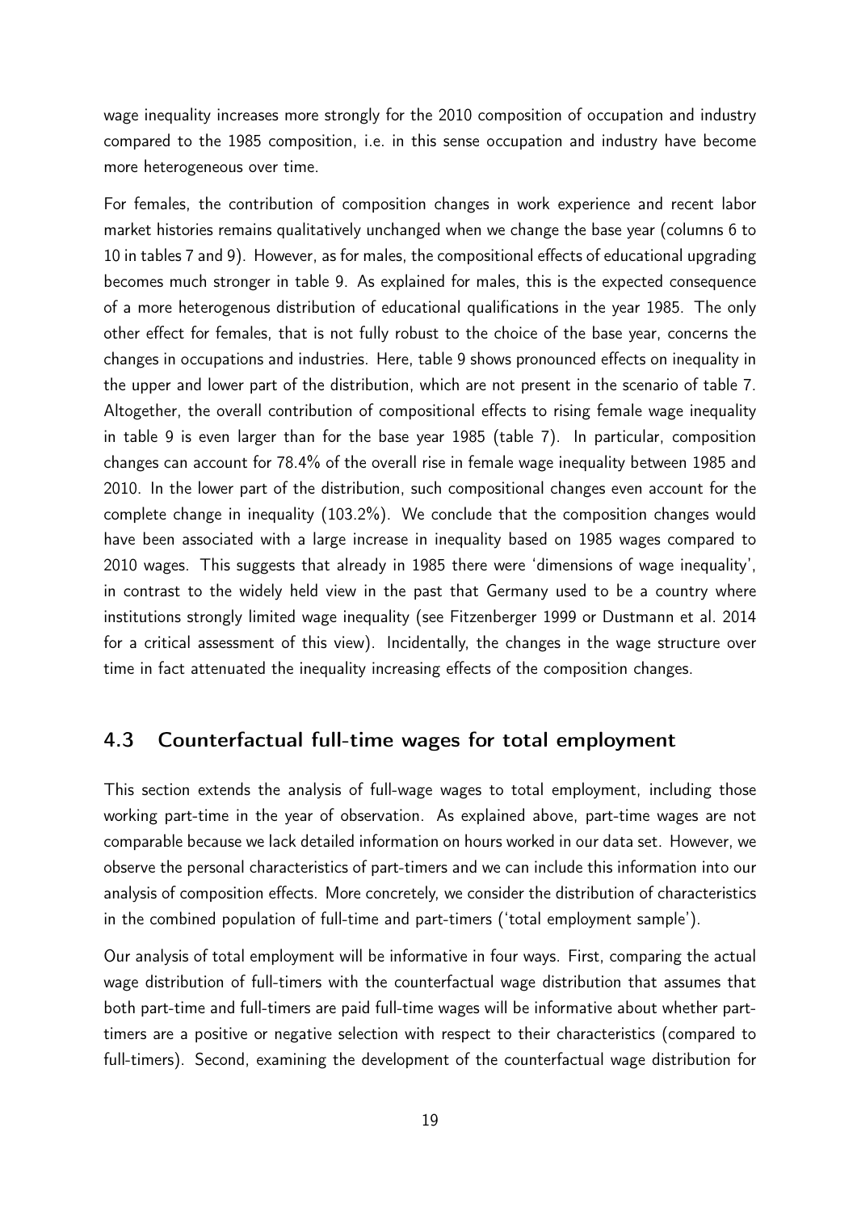wage inequality increases more strongly for the 2010 composition of occupation and industry compared to the 1985 composition, i.e. in this sense occupation and industry have become more heterogeneous over time.

For females, the contribution of composition changes in work experience and recent labor market histories remains qualitatively unchanged when we change the base year (columns 6 to 10 in tables 7 and 9). However, as for males, the compositional effects of educational upgrading becomes much stronger in table 9. As explained for males, this is the expected consequence of a more heterogenous distribution of educational qualifications in the year 1985. The only other effect for females, that is not fully robust to the choice of the base year, concerns the changes in occupations and industries. Here, table 9 shows pronounced effects on inequality in the upper and lower part of the distribution, which are not present in the scenario of table 7. Altogether, the overall contribution of compositional effects to rising female wage inequality in table 9 is even larger than for the base year 1985 (table 7). In particular, composition changes can account for 78.4% of the overall rise in female wage inequality between 1985 and 2010. In the lower part of the distribution, such compositional changes even account for the complete change in inequality (103.2%). We conclude that the composition changes would have been associated with a large increase in inequality based on 1985 wages compared to 2010 wages. This suggests that already in 1985 there were 'dimensions of wage inequality', in contrast to the widely held view in the past that Germany used to be a country where institutions strongly limited wage inequality (see Fitzenberger 1999 or Dustmann et al. 2014 for a critical assessment of this view). Incidentally, the changes in the wage structure over time in fact attenuated the inequality increasing effects of the composition changes.

## 4.3 Counterfactual full-time wages for total employment

This section extends the analysis of full-wage wages to total employment, including those working part-time in the year of observation. As explained above, part-time wages are not comparable because we lack detailed information on hours worked in our data set. However, we observe the personal characteristics of part-timers and we can include this information into our analysis of composition effects. More concretely, we consider the distribution of characteristics in the combined population of full-time and part-timers ('total employment sample').

Our analysis of total employment will be informative in four ways. First, comparing the actual wage distribution of full-timers with the counterfactual wage distribution that assumes that both part-time and full-timers are paid full-time wages will be informative about whether part-timers are a positive or negative selection with respect to their characteristics (compared to full-timers). Second, examining the development of the counterfactual wage distribution for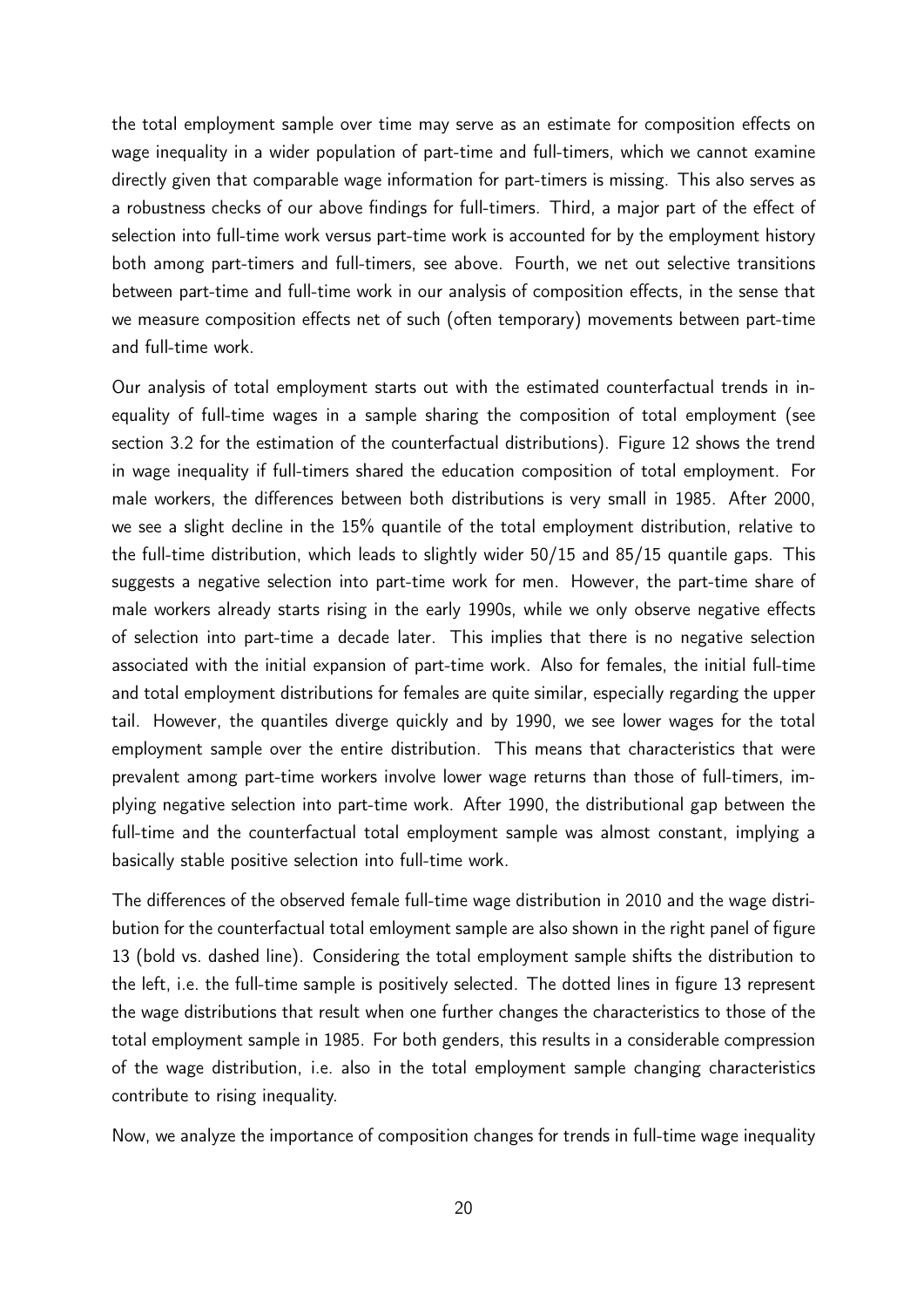the total employment sample over time may serve as an estimate for composition effects on wage inequality in a wider population of part-time and full-timers, which we cannot examine directly given that comparable wage information for part-timers is missing. This also serves as a robustness checks of our above findings for full-timers. Third, a major part of the effect of selection into full-time work versus part-time work is accounted for by the employment history both among part-timers and full-timers, see above. Fourth, we net out selective transitions between part-time and full-time work in our analysis of composition effects, in the sense that we measure composition effects net of such (often temporary) movements between part-time and full-time work.

Our analysis of total employment starts out with the estimated counterfactual trends in inequality of full-time wages in a sample sharing the composition of total employment (see section 3.2 for the estimation of the counterfactual distributions). Figure 12 shows the trend in wage inequality if full-timers shared the education composition of total employment. For male workers, the differences between both distributions is very small in 1985. After 2000, we see a slight decline in the 15% quantile of the total employment distribution, relative to the full-time distribution, which leads to slightly wider 50/15 and 85/15 quantile gaps. This suggests a negative selection into part-time work for men. However, the part-time share of male workers already starts rising in the early 1990s, while we only observe negative effects of selection into part-time a decade later. This implies that there is no negative selection associated with the initial expansion of part-time work. Also for females, the initial full-time and total employment distributions for females are quite similar, especially regarding the upper tail. However, the quantiles diverge quickly and by 1990, we see lower wages for the total employment sample over the entire distribution. This means that characteristics that were prevalent among part-time workers involve lower wage returns than those of full-timers, implying negative selection into part-time work. After 1990, the distributional gap between the full-time and the counterfactual total employment sample was almost constant, implying a basically stable positive selection into full-time work.

The differences of the observed female full-time wage distribution in 2010 and the wage distribution for the counterfactual total emloyment sample are also shown in the right panel of figure 13 (bold vs. dashed line). Considering the total employment sample shifts the distribution to the left, i.e. the full-time sample is positively selected. The dotted lines in figure 13 represent the wage distributions that result when one further changes the characteristics to those of the total employment sample in 1985. For both genders, this results in a considerable compression of the wage distribution, i.e. also in the total employment sample changing characteristics contribute to rising inequality.

Now, we analyze the importance of composition changes for trends in full-time wage inequality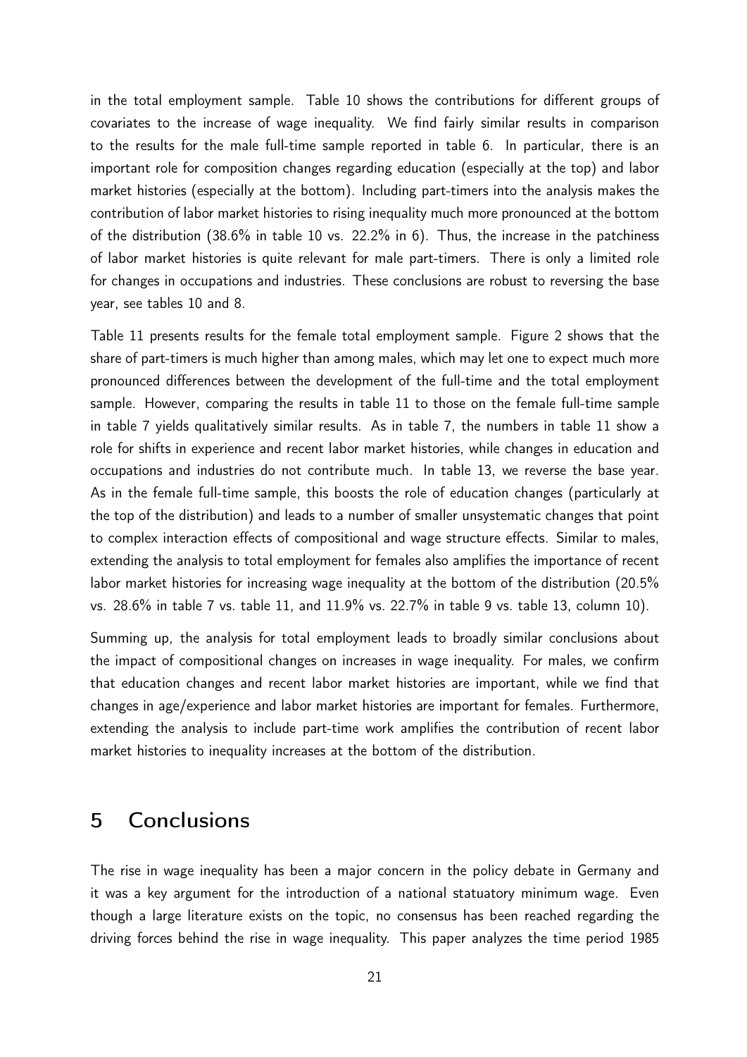in the total employment sample. Table 10 shows the contributions for different groups of covariates to the increase of wage inequality. We find fairly similar results in comparison to the results for the male full-time sample reported in table 6. In particular, there is an important role for composition changes regarding education (especially at the top) and labor market histories (especially at the bottom). Including part-timers into the analysis makes the contribution of labor market histories to rising inequality much more pronounced at the bottom of the distribution (38.6% in table 10 vs. 22.2% in 6). Thus, the increase in the patchiness of labor market histories is quite relevant for male part-timers. There is only a limited role for changes in occupations and industries. These conclusions are robust to reversing the base year, see tables 10 and 8.

Table 11 presents results for the female total employment sample. Figure 2 shows that the share of part-timers is much higher than among males, which may let one to expect much more pronounced differences between the development of the full-time and the total employment sample. However, comparing the results in table 11 to those on the female full-time sample in table 7 yields qualitatively similar results. As in table 7, the numbers in table 11 show a role for shifts in experience and recent labor market histories, while changes in education and occupations and industries do not contribute much. In table 13, we reverse the base year. As in the female full-time sample, this boosts the role of education changes (particularly at the top of the distribution) and leads to a number of smaller unsystematic changes that point to complex interaction effects of compositional and wage structure effects. Similar to males, extending the analysis to total employment for females also amplifies the importance of recent labor market histories for increasing wage inequality at the bottom of the distribution (20.5% vs. 28.6% in table 7 vs. table 11, and 11.9% vs. 22.7% in table 9 vs. table 13, column 10).

Summing up, the analysis for total employment leads to broadly similar conclusions about the impact of compositional changes on increases in wage inequality. For males, we confirm that education changes and recent labor market histories are important, while we find that changes in age/experience and labor market histories are important for females. Furthermore, extending the analysis to include part-time work amplifies the contribution of recent labor market histories to inequality increases at the bottom of the distribution.

# 5 Conclusions

The rise in wage inequality has been a major concern in the policy debate in Germany and it was a key argument for the introduction of a national statuatory minimum wage. Even though a large literature exists on the topic, no consensus has been reached regarding the driving forces behind the rise in wage inequality. This paper analyzes the time period 1985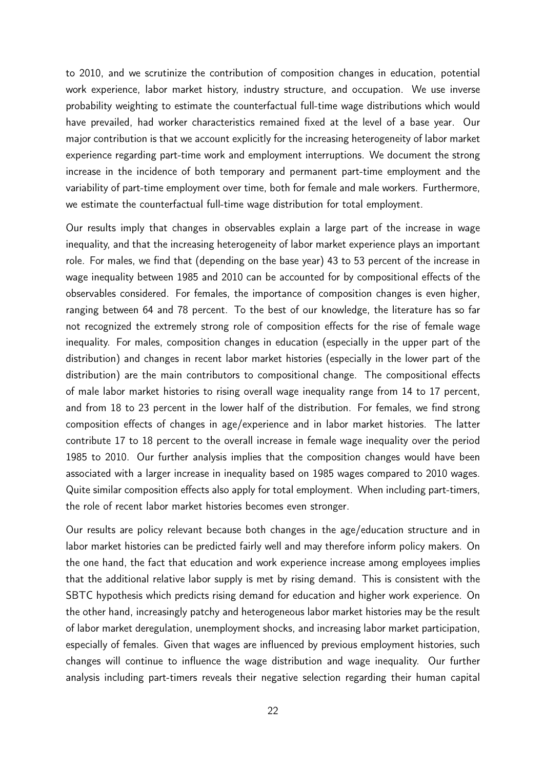to 2010, and we scrutinize the contribution of composition changes in education, potential work experience, labor market history, industry structure, and occupation. We use inverse probability weighting to estimate the counterfactual full-time wage distributions which would have prevailed, had worker characteristics remained fixed at the level of a base year. Our major contribution is that we account explicitly for the increasing heterogeneity of labor market experience regarding part-time work and employment interruptions. We document the strong increase in the incidence of both temporary and permanent part-time employment and the variability of part-time employment over time, both for female and male workers. Furthermore, we estimate the counterfactual full-time wage distribution for total employment.

Our results imply that changes in observables explain a large part of the increase in wage inequality, and that the increasing heterogeneity of labor market experience plays an important role. For males, we find that (depending on the base year) 43 to 53 percent of the increase in wage inequality between 1985 and 2010 can be accounted for by compositional effects of the observables considered. For females, the importance of composition changes is even higher, ranging between 64 and 78 percent. To the best of our knowledge, the literature has so far not recognized the extremely strong role of composition effects for the rise of female wage inequality. For males, composition changes in education (especially in the upper part of the distribution) and changes in recent labor market histories (especially in the lower part of the distribution) are the main contributors to compositional change. The compositional effects of male labor market histories to rising overall wage inequality range from 14 to 17 percent, and from 18 to 23 percent in the lower half of the distribution. For females, we find strong composition effects of changes in age/experience and in labor market histories. The latter contribute 17 to 18 percent to the overall increase in female wage inequality over the period 1985 to 2010. Our further analysis implies that the composition changes would have been associated with a larger increase in inequality based on 1985 wages compared to 2010 wages. Quite similar composition effects also apply for total employment. When including part-timers, the role of recent labor market histories becomes even stronger.

Our results are policy relevant because both changes in the age/education structure and in labor market histories can be predicted fairly well and may therefore inform policy makers. On the one hand, the fact that education and work experience increase among employees implies that the additional relative labor supply is met by rising demand. This is consistent with the SBTC hypothesis which predicts rising demand for education and higher work experience. On the other hand, increasingly patchy and heterogeneous labor market histories may be the result of labor market deregulation, unemployment shocks, and increasing labor market participation, especially of females. Given that wages are influenced by previous employment histories, such changes will continue to influence the wage distribution and wage inequality. Our further analysis including part-timers reveals their negative selection regarding their human capital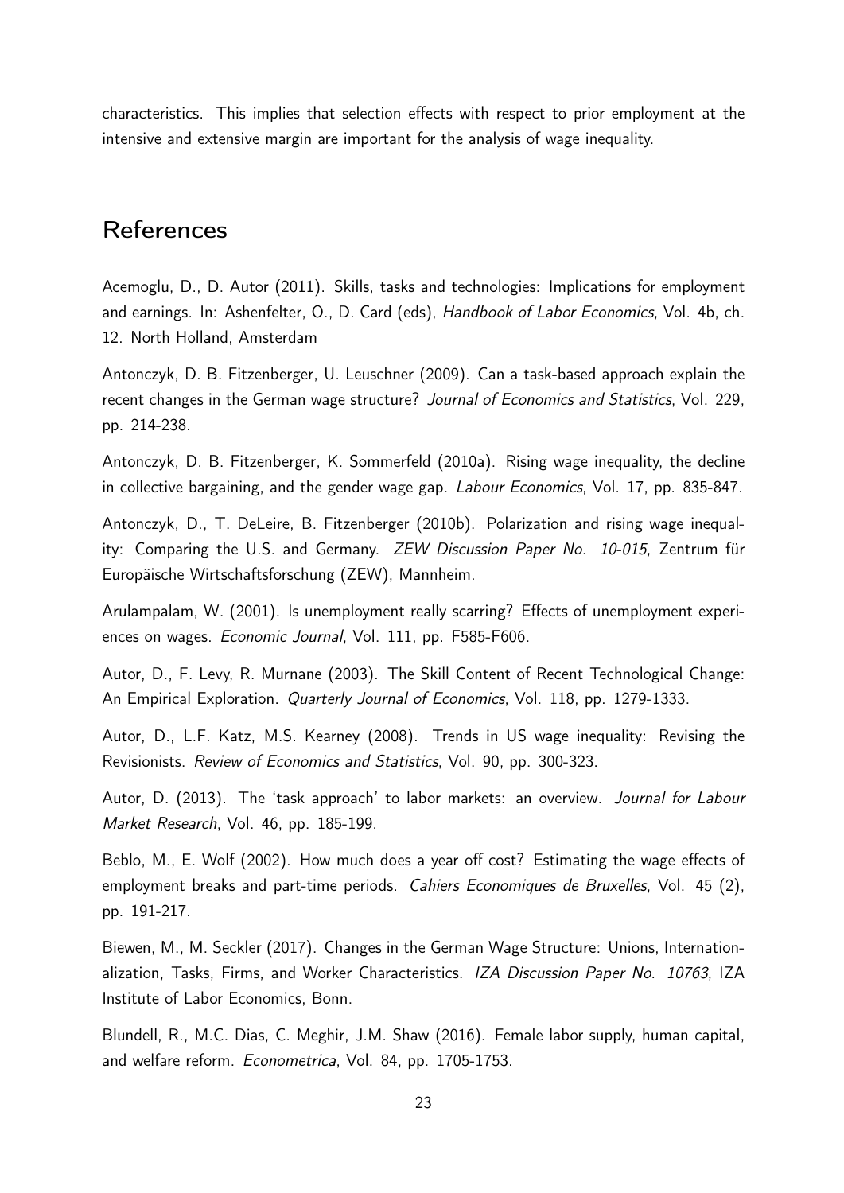characteristics. This implies that selection effects with respect to prior employment at the intensive and extensive margin are important for the analysis of wage inequality.

## References

Acemoglu, D., D. Autor (2011). Skills, tasks and technologies: Implications for employment and earnings. In: Ashenfelter, O., D. Card (eds), *Handbook of Labor Economics*, Vol. 4b, ch. 12. North Holland, Amsterdam

Antonczyk, D. B. Fitzenberger, U. Leuschner (2009). Can a task-based approach explain the recent changes in the German wage structure? *Journal of Economics and Statistics*, Vol. 229, pp. 214-238.

Antonczyk, D. B. Fitzenberger, K. Sommerfeld (2010a). Rising wage inequality, the decline in collective bargaining, and the gender wage gap. *Labour Economics*, Vol. 17, pp. 835-847.

Antonczyk, D., T. DeLeire, B. Fitzenberger (2010b). Polarization and rising wage inequality: Comparing the U.S. and Germany. *ZEW Discussion Paper No. 10-015*, Zentrum für Europäische Wirtschaftsforschung (ZEW), Mannheim.

Arulampalam, W. (2001). Is unemployment really scarring? Effects of unemployment experiences on wages. *Economic Journal*, Vol. 111, pp. F585-F606.

Autor, D., F. Levy, R. Murnane (2003). The Skill Content of Recent Technological Change: An Empirical Exploration. *Quarterly Journal of Economics*, Vol. 118, pp. 1279-1333.

Autor, D., L.F. Katz, M.S. Kearney (2008). Trends in US wage inequality: Revising the Revisionists. *Review of Economics and Statistics*, Vol. 90, pp. 300-323.

Autor, D. (2013). The 'task approach' to labor markets: an overview. *Journal for Labour Market Research*, Vol. 46, pp. 185-199.

Beblo, M., E. Wolf (2002). How much does a year off cost? Estimating the wage effects of employment breaks and part-time periods. *Cahiers Economiques de Bruxelles*, Vol. 45 (2), pp. 191-217.

Biewen, M., M. Seckler (2017). Changes in the German Wage Structure: Unions, Internationalization, Tasks, Firms, and Worker Characteristics. *IZA Discussion Paper No. 10763*, IZA Institute of Labor Economics, Bonn.

Blundell, R., M.C. Dias, C. Meghir, J.M. Shaw (2016). Female labor supply, human capital, and welfare reform. *Econometrica*, Vol. 84, pp. 1705-1753.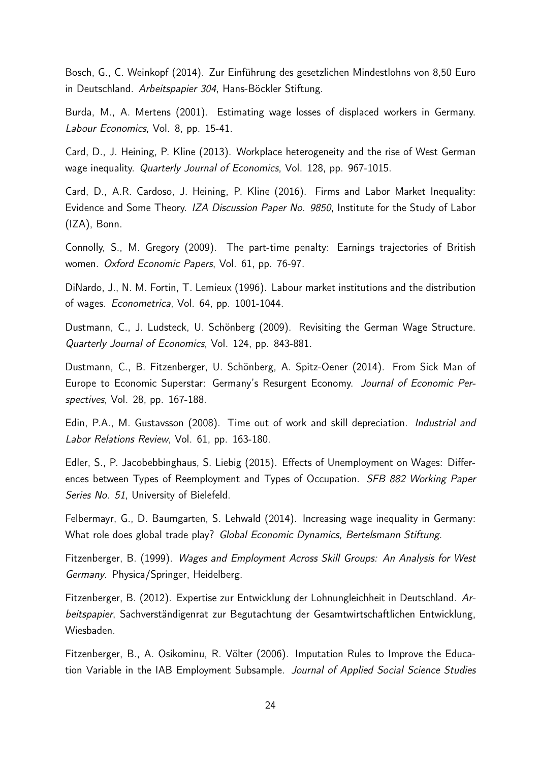Bosch, G., C. Weinkopf (2014). Zur Einführung des gesetzlichen Mindestlohns von 8,50 Euro in Deutschland. *Arbeitspapier 304*, Hans-Böckler Stiftung.

Burda, M., A. Mertens (2001). Estimating wage losses of displaced workers in Germany. *Labour Economics*, Vol. 8, pp. 15-41.

Card, D., J. Heining, P. Kline (2013). Workplace heterogeneity and the rise of West German wage inequality. *Quarterly Journal of Economics*, Vol. 128, pp. 967-1015.

Card, D., A.R. Cardoso, J. Heining, P. Kline (2016). Firms and Labor Market Inequality: Evidence and Some Theory. *IZA Discussion Paper No. 9850*, Institute for the Study of Labor (IZA), Bonn.

Connolly, S., M. Gregory (2009). The part-time penalty: Earnings trajectories of British women. *Oxford Economic Papers*, Vol. 61, pp. 76-97.

DiNardo, J., N. M. Fortin, T. Lemieux (1996). Labour market institutions and the distribution of wages. *Econometrica*, Vol. 64, pp. 1001-1044.

Dustmann, C., J. Ludsteck, U. Schönberg (2009). Revisiting the German Wage Structure. *Quarterly Journal of Economics*, Vol. 124, pp. 843-881.

Dustmann, C., B. Fitzenberger, U. Schönberg, A. Spitz-Oener (2014). From Sick Man of Europe to Economic Superstar: Germany's Resurgent Economy. *Journal of Economic Perspectives*, Vol. 28, pp. 167-188.

Edin, P.A., M. Gustavsson (2008). Time out of work and skill depreciation. *Industrial and Labor Relations Review*, Vol. 61, pp. 163-180.

Edler, S., P. Jacobebbinghaus, S. Liebig (2015). Effects of Unemployment on Wages: Differences between Types of Reemployment and Types of Occupation. *SFB 882 Working Paper Series No. 51*, University of Bielefeld.

Felbermayr, G., D. Baumgarten, S. Lehwald (2014). Increasing wage inequality in Germany: What role does global trade play? *Global Economic Dynamics, Bertelsmann Stiftung*.

Fitzenberger, B. (1999). *Wages and Employment Across Skill Groups: An Analysis for West Germany*. Physica/Springer, Heidelberg.

Fitzenberger, B. (2012). Expertise zur Entwicklung der Lohnungleichheit in Deutschland. *Arbeitspapier*, Sachverständigenrat zur Begutachtung der Gesamtwirtschaftlichen Entwicklung, Wiesbaden.

Fitzenberger, B., A. Osikominu, R. Völter (2006). Imputation Rules to Improve the Education Variable in the IAB Employment Subsample. *Journal of Applied Social Science Studies*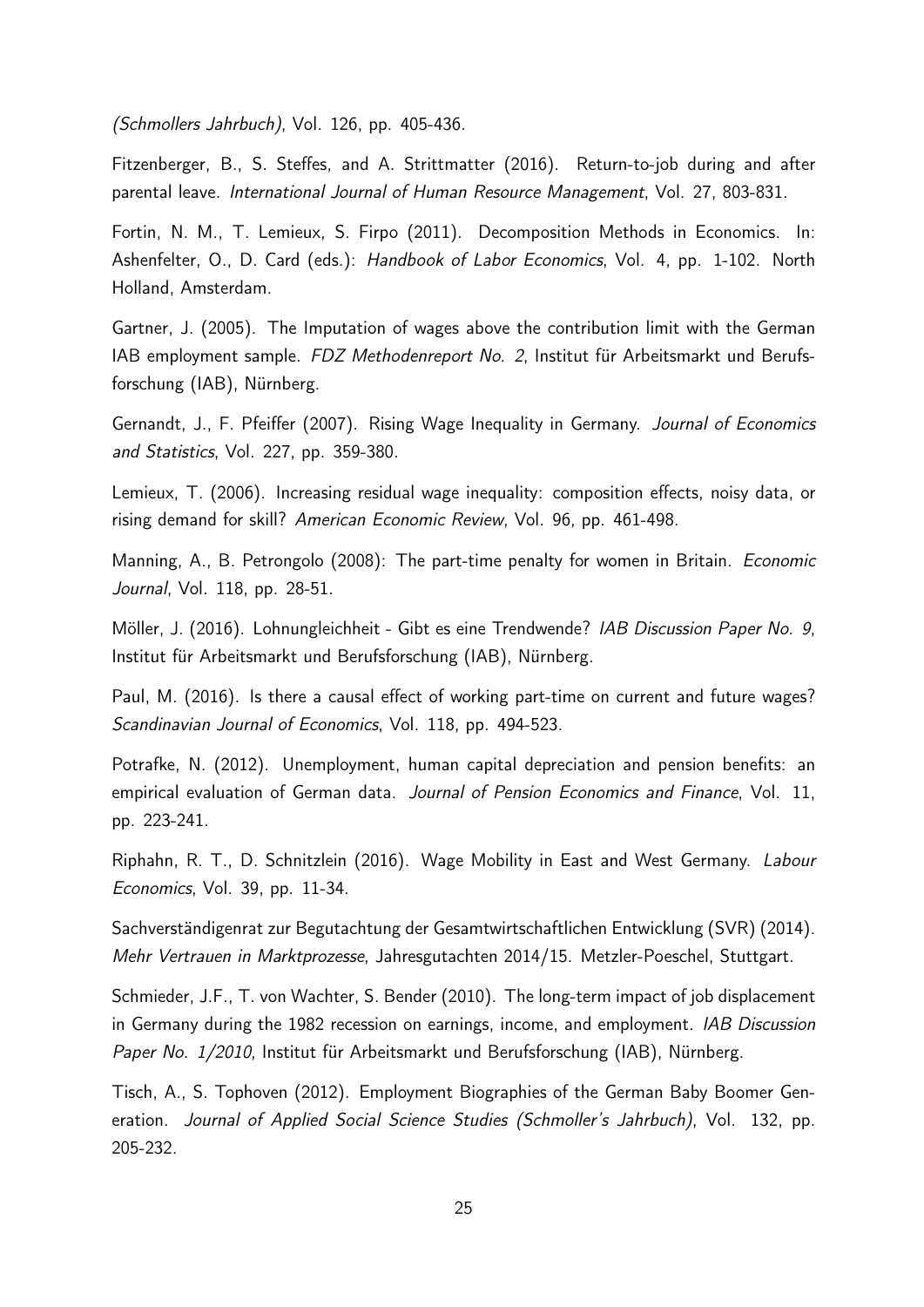*(Schmollers Jahrbuch)*, Vol. 126, pp. 405-436.

Fitzenberger, B., S. Steffes, and A. Strittmatter (2016). Return-to-job during and after parental leave. *International Journal of Human Resource Management*, Vol. 27, 803-831.

Fortin, N. M., T. Lemieux, S. Firpo (2011). Decomposition Methods in Economics. In: Ashenfelter, O., D. Card (eds.): *Handbook of Labor Economics*, Vol. 4, pp. 1-102. North Holland, Amsterdam.

Gartner, J. (2005). The Imputation of wages above the contribution limit with the German IAB employment sample. *FDZ Methodenreport No. 2*, Institut für Arbeitsmarkt und Berufsforschung (IAB), Nürnberg.

Gernandt, J., F. Pfeiffer (2007). Rising Wage Inequality in Germany. *Journal of Economics and Statistics*, Vol. 227, pp. 359-380.

Lemieux, T. (2006). Increasing residual wage inequality: composition effects, noisy data, or rising demand for skill? *American Economic Review*, Vol. 96, pp. 461-498.

Manning, A., B. Petrongolo (2008): The part-time penalty for women in Britain. *Economic Journal*, Vol. 118, pp. 28-51.

Möller, J. (2016). Lohnungleichheit - Gibt es eine Trendwende? *IAB Discussion Paper No. 9*, Institut für Arbeitsmarkt und Berufsforschung (IAB), Nürnberg.

Paul, M. (2016). Is there a causal effect of working part-time on current and future wages? *Scandinavian Journal of Economics*, Vol. 118, pp. 494-523.

Potrafke, N. (2012). Unemployment, human capital depreciation and pension benefits: an empirical evaluation of German data. *Journal of Pension Economics and Finance*, Vol. 11, pp. 223-241.

Riphahn, R. T., D. Schnitzlein (2016). Wage Mobility in East and West Germany. *Labour Economics*, Vol. 39, pp. 11-34.

Sachverständigenrat zur Begutachtung der Gesamtwirtschaftlichen Entwicklung (SVR) (2014). *Mehr Vertrauen in Marktprozesse*, Jahresgutachten 2014/15. Metzler-Poeschel, Stuttgart.

Schmieder, J.F., T. von Wachter, S. Bender (2010). The long-term impact of job displacement in Germany during the 1982 recession on earnings, income, and employment. *IAB Discussion Paper No. 1/2010*, Institut für Arbeitsmarkt und Berufsforschung (IAB), Nürnberg.

Tisch, A., S. Tophoven (2012). Employment Biographies of the German Baby Boomer Generation. *Journal of Applied Social Science Studies (Schmoller's Jahrbuch)*, Vol. 132, pp. 205-232.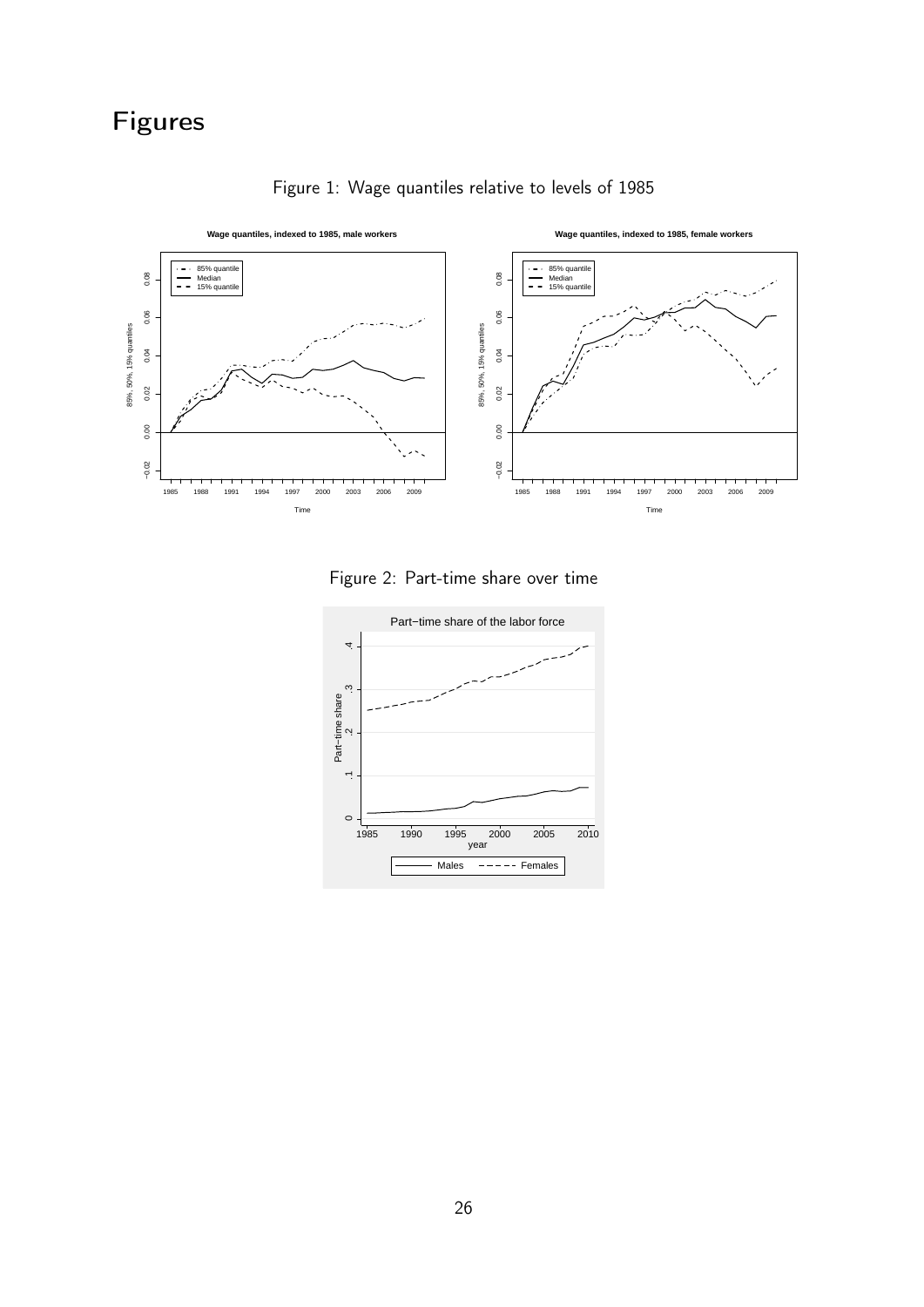# Figures

Figure 1: Wage quantiles relative to levels of 1985

Figure 2: Part-time share over time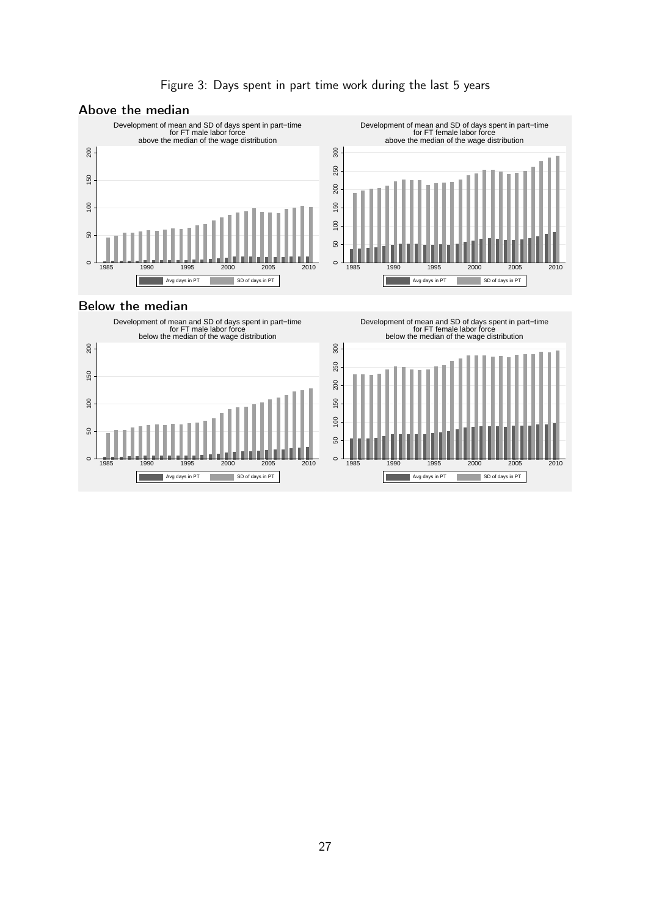Figure 3: Days spent in part time work during the last 5 years

## Above the median

Development of mean and SD of days spent in part−time for FT male labor force above the median of the wage distribution

Development of mean and SD of days spent in part−time for FT female labor force above the median of the wage distribution

## Below the median

Development of mean and SD of days spent in part−time for FT male labor force below the median of the wage distribution

Development of mean and SD of days spent in part−time for FT female labor force below the median of the wage distribution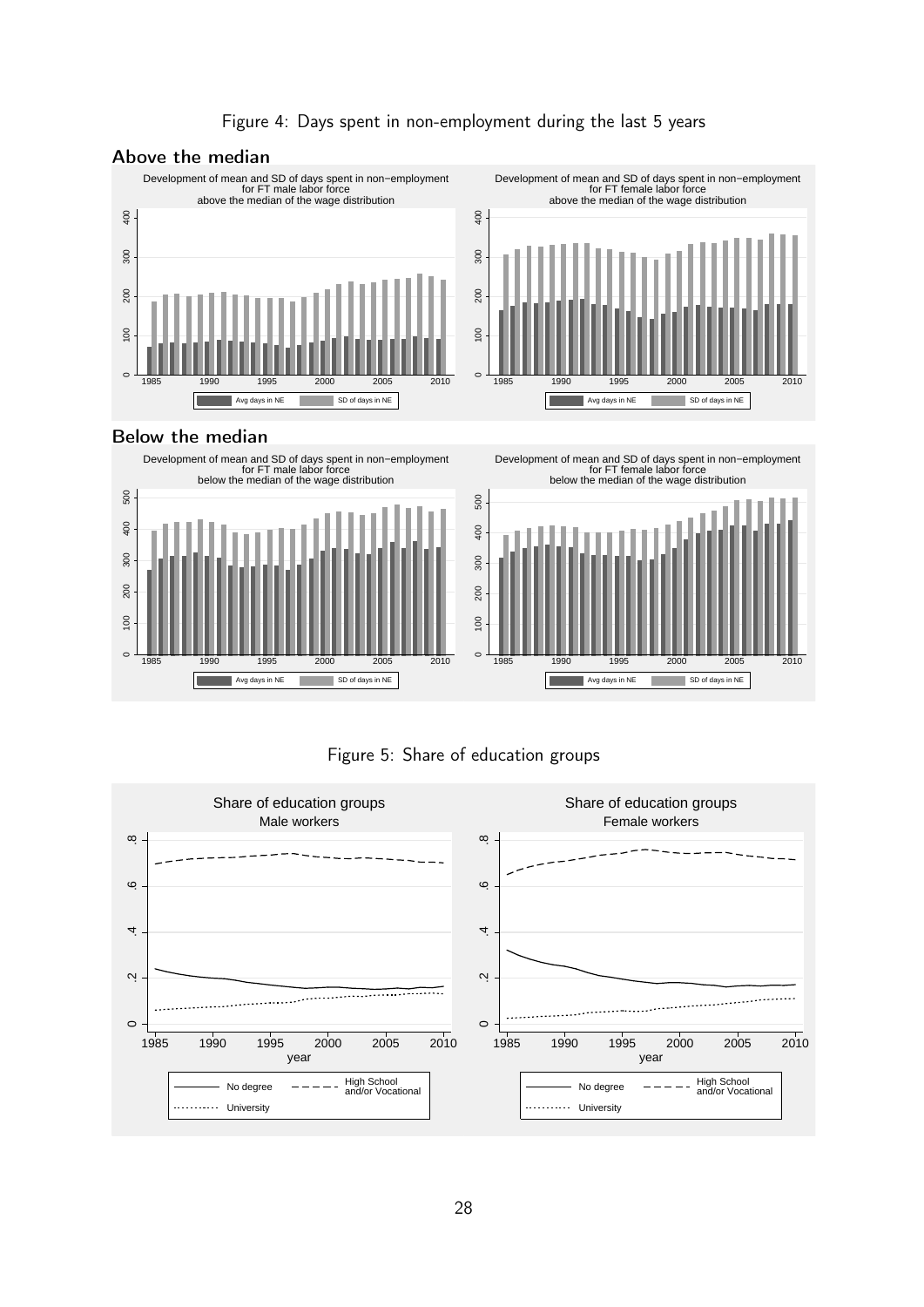Figure 4: Days spent in non-employment during the last 5 years

**Above the median**

Development of mean and SD of days spent in non−employment for FT male labor force above the median of the wage distribution

Development of mean and SD of days spent in non−employment for FT female labor force above the median of the wage distribution

**Below the median**

Development of mean and SD of days spent in non−employment for FT male labor force below the median of the wage distribution

Development of mean and SD of days spent in non−employment for FT female labor force below the median of the wage distribution

Figure 5: Share of education groups

Share of education groups
Male workers

Share of education groups
Female workers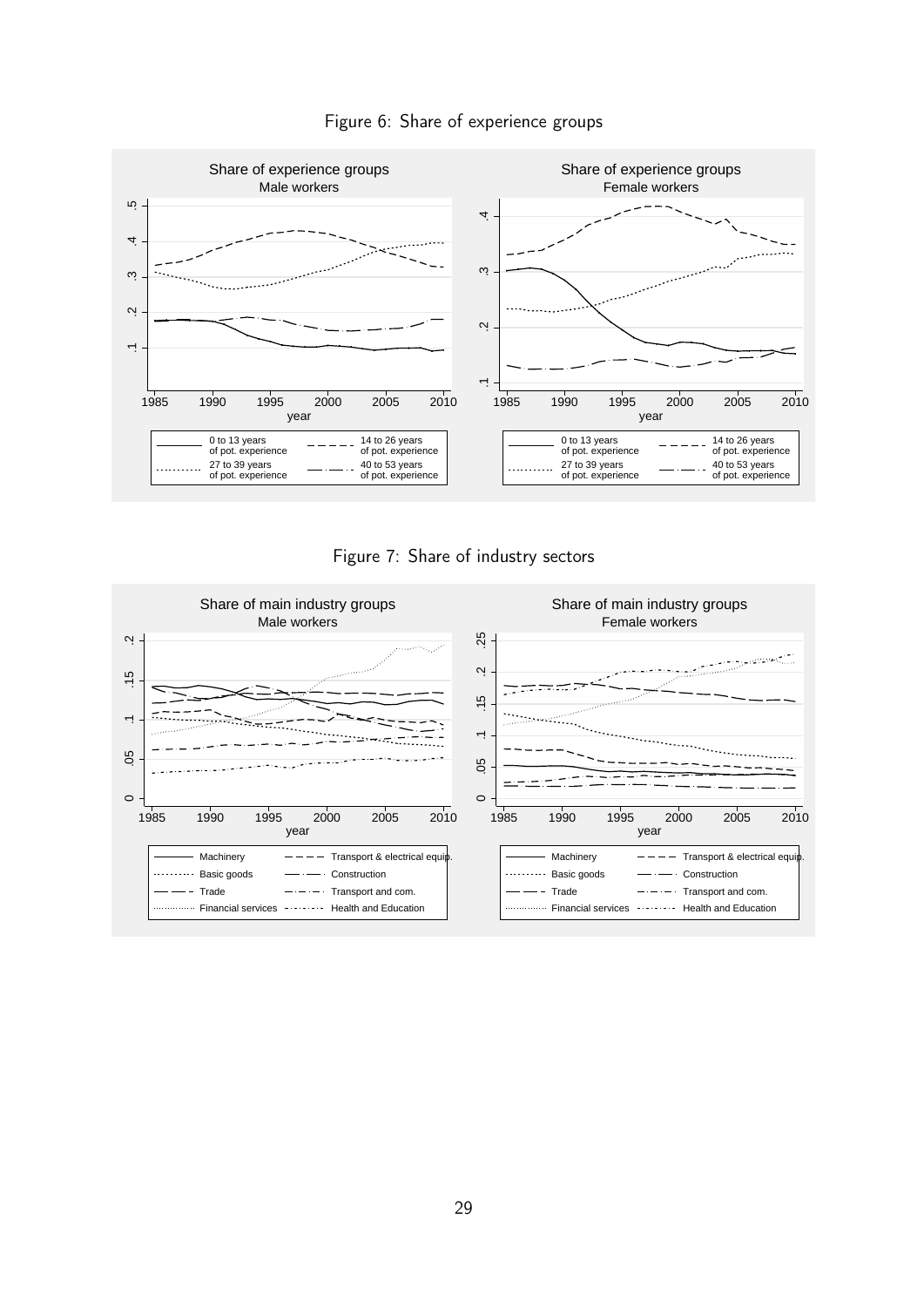Figure 6: Share of experience groups

Figure 7: Share of industry sectors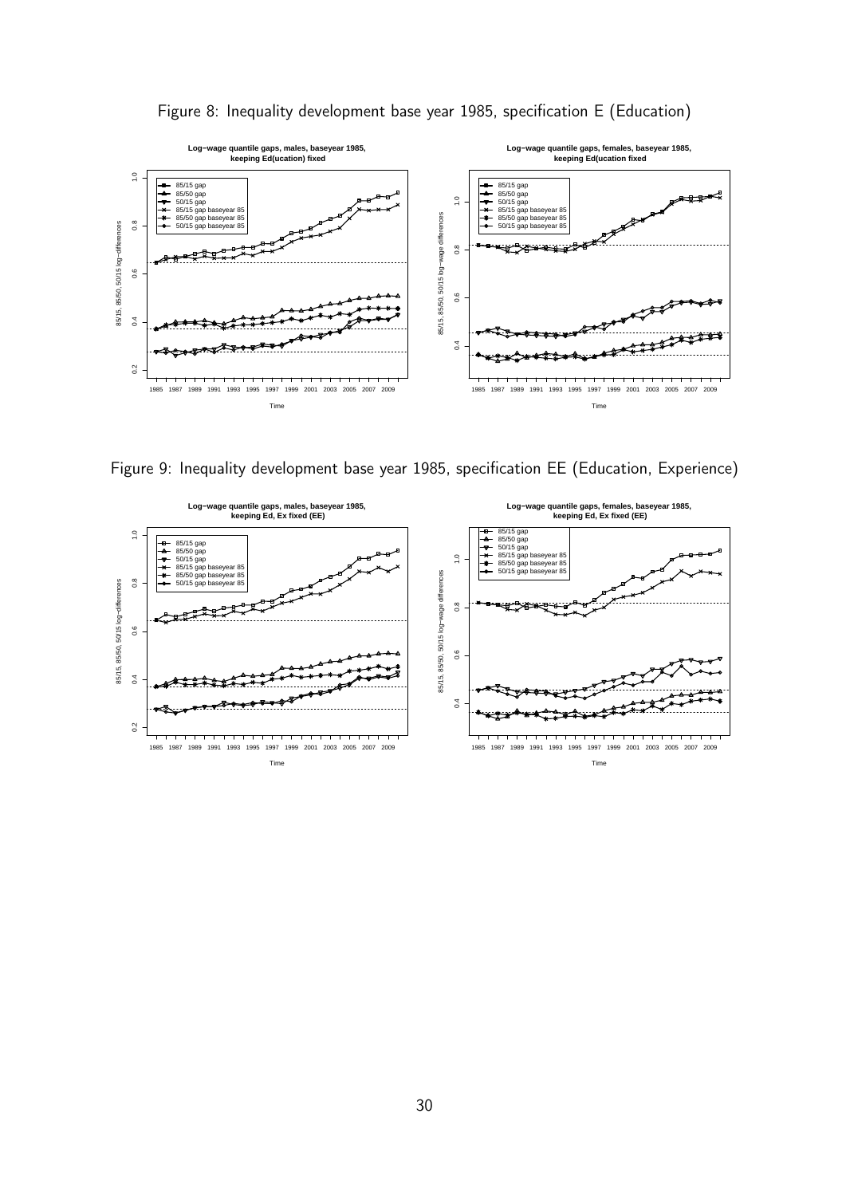Figure 8: Inequality development base year 1985, specification E (Education)

Figure 9: Inequality development base year 1985, specification EE (Education, Experience)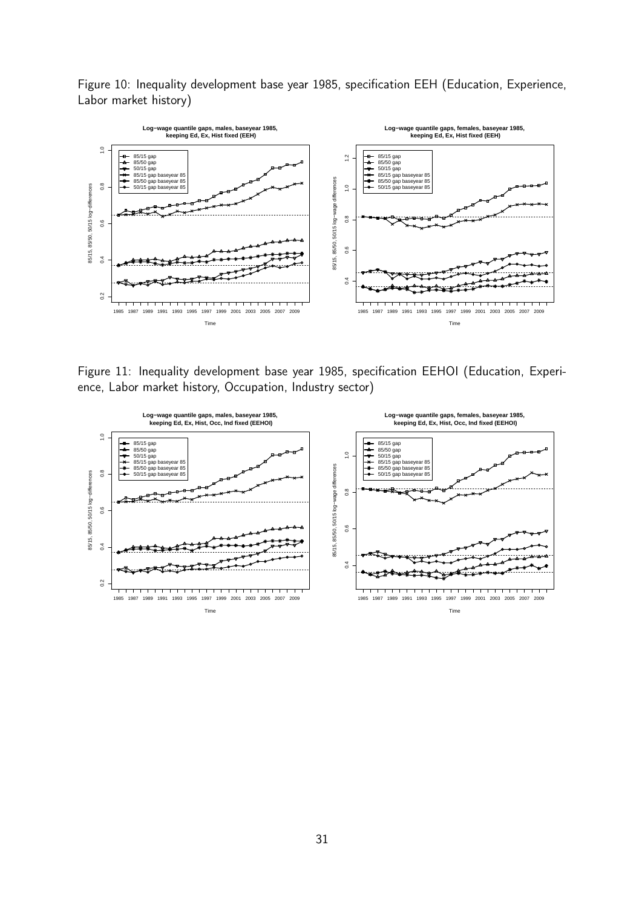Figure 10: Inequality development base year 1985, specification EEH (Education, Experience, Labor market history)

Figure 11: Inequality development base year 1985, specification EEHOI (Education, Experience, Labor market history, Occupation, Industry sector)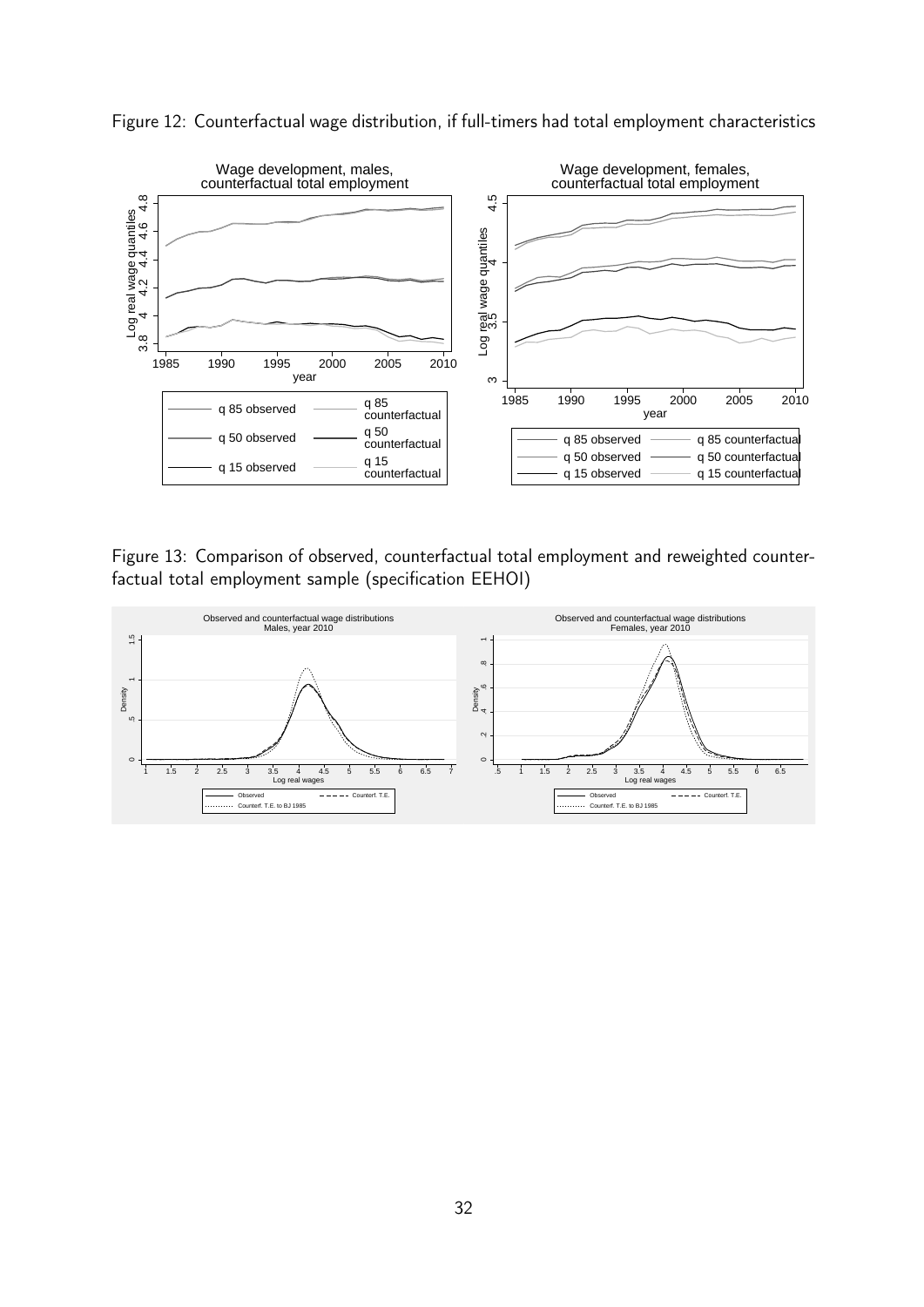Figure 12: Counterfactual wage distribution, if full-timers had total employment characteristics

Figure 13: Comparison of observed, counterfactual total employment and reweighted counterfactual total employment sample (specification EEHOI)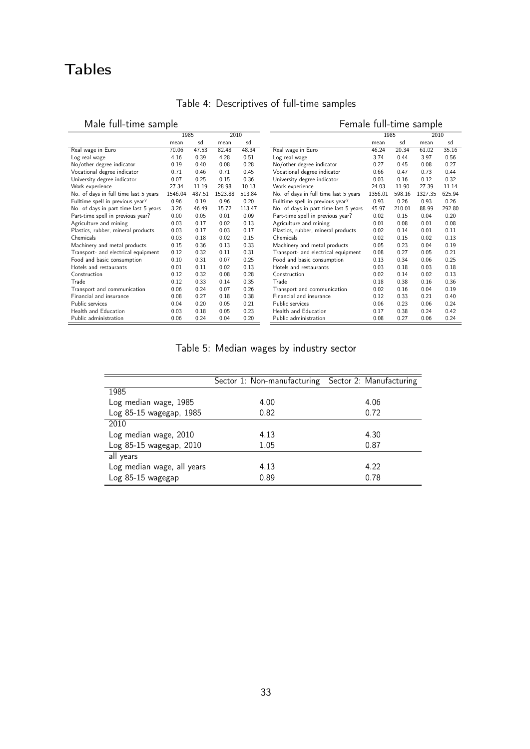# Tables

Table 4: Descriptives of full-time samples

Male full-time sample

| | 1985 | | 2010 | |
|---|---|---|---|---|
| | mean | sd | mean | sd |
| Real wage in Euro | 70.06 | 47.53 | 82.48 | 48.34 |
| Log real wage | 4.16 | 0.39 | 4.28 | 0.51 |
| No/other degree indicator | 0.19 | 0.40 | 0.08 | 0.28 |
| Vocational degree indicator | 0.71 | 0.46 | 0.71 | 0.45 |
| University degree indicator | 0.07 | 0.25 | 0.15 | 0.36 |
| Work experience | 27.34 | 11.19 | 28.98 | 10.13 |
| No. of days in full time last 5 years | 1546.04 | 487.51 | 1523.88 | 513.84 |
| Fulltime spell in previous year? | 0.96 | 0.19 | 0.96 | 0.20 |
| No. of days in part time last 5 years | 3.26 | 46.49 | 15.72 | 113.47 |
| Part-time spell in previous year? | 0.00 | 0.05 | 0.01 | 0.09 |
| Agriculture and mining | 0.03 | 0.17 | 0.02 | 0.13 |
| Plastics, rubber, mineral products | 0.03 | 0.17 | 0.03 | 0.17 |
| Chemicals | 0.03 | 0.18 | 0.02 | 0.15 |
| Machinery and metal products | 0.15 | 0.36 | 0.13 | 0.33 |
| Transport- and electrical equipment | 0.12 | 0.32 | 0.11 | 0.31 |
| Food and basic consumption | 0.10 | 0.31 | 0.07 | 0.25 |
| Hotels and restaurants | 0.01 | 0.11 | 0.02 | 0.13 |
| Construction | 0.12 | 0.32 | 0.08 | 0.28 |
| Trade | 0.12 | 0.33 | 0.14 | 0.35 |
| Transport and communication | 0.06 | 0.24 | 0.07 | 0.26 |
| Financial and insurance | 0.08 | 0.27 | 0.18 | 0.38 |
| Public services | 0.04 | 0.20 | 0.05 | 0.21 |
| Health and Education | 0.03 | 0.18 | 0.05 | 0.23 |
| Public administration | 0.06 | 0.24 | 0.04 | 0.20 |

Female full-time sample

| | 1985 | | 2010 | |
|---|---|---|---|---|
| | mean | sd | mean | sd |
| Real wage in Euro | 46.24 | 20.34 | 61.02 | 35.16 |
| Log real wage | 3.74 | 0.44 | 3.97 | 0.56 |
| No/other degree indicator | 0.27 | 0.45 | 0.08 | 0.27 |
| Vocational degree indicator | 0.66 | 0.47 | 0.73 | 0.44 |
| University degree indicator | 0.03 | 0.16 | 0.12 | 0.32 |
| Work experience | 24.03 | 11.90 | 27.39 | 11.14 |
| No. of days in full time last 5 years | 1356.01 | 598.16 | 1327.35 | 625.94 |
| Fulltime spell in previous year? | 0.93 | 0.26 | 0.93 | 0.26 |
| No. of days in part time last 5 years | 45.97 | 210.01 | 88.99 | 292.80 |
| Part-time spell in previous year? | 0.02 | 0.15 | 0.04 | 0.20 |
| Agriculture and mining | 0.01 | 0.08 | 0.01 | 0.08 |
| Plastics, rubber, mineral products | 0.02 | 0.14 | 0.01 | 0.11 |
| Chemicals | 0.02 | 0.15 | 0.02 | 0.13 |
| Machinery and metal products | 0.05 | 0.23 | 0.04 | 0.19 |
| Transport- and electrical equipment | 0.08 | 0.27 | 0.05 | 0.21 |
| Food and basic consumption | 0.13 | 0.34 | 0.06 | 0.25 |
| Hotels and restaurants | 0.03 | 0.18 | 0.03 | 0.18 |
| Construction | 0.02 | 0.14 | 0.02 | 0.13 |
| Trade | 0.18 | 0.38 | 0.16 | 0.36 |
| Transport and communication | 0.02 | 0.16 | 0.04 | 0.19 |
| Financial and insurance | 0.12 | 0.33 | 0.21 | 0.40 |
| Public services | 0.06 | 0.23 | 0.06 | 0.24 |
| Health and Education | 0.17 | 0.38 | 0.24 | 0.42 |
| Public administration | 0.08 | 0.27 | 0.06 | 0.24 |

Table 5: Median wages by industry sector

| | Sector 1: Non-manufacturing | Sector 2: Manufacturing |
|---|---|---|
| 1985 | | |
| Log median wage, 1985 | 4.00 | 4.06 |
| Log 85-15 wagegap, 1985 | 0.82 | 0.72 |
| 2010 | | |
| Log median wage, 2010 | 4.13 | 4.30 |
| Log 85-15 wagegap, 2010 | 1.05 | 0.87 |
| all years | | |
| Log median wage, all years | 4.13 | 4.22 |
| Log 85-15 wagegap | 0.89 | 0.78 |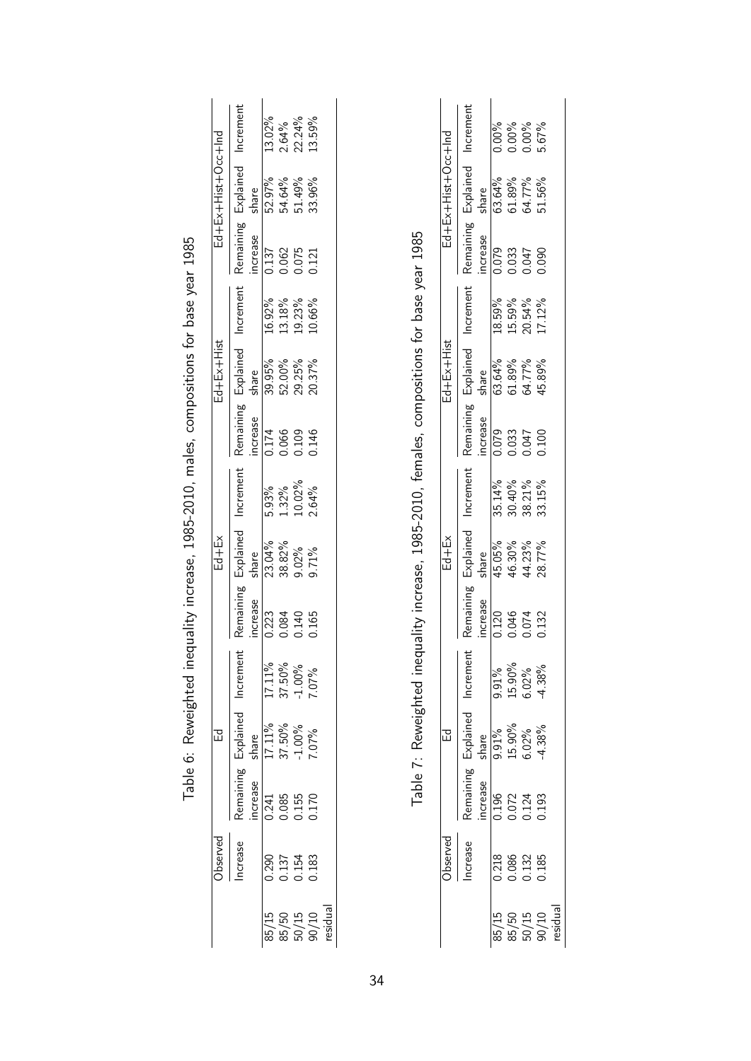Table 6: Reweighted inequality increase, 1985-2010, males, compositions for base year 1985

| | Observed | Ed | | | Ed+Ex | | | Ed+Ex+Hist | | | Ed+Ex+Hist+Occ+Ind | | |
|---|---|---|---|---|---|---|---|---|---|---|---|---|---|
| | Increase | Remaining increase | Explained share | Increment | Remaining increase | Explained share | Increment | Remaining increase | Explained share | Increment | Remaining increase | Explained share | Increment |
| 85/15 | 0.290 | 0.241 | 17.11% | 17.11% | 0.223 | 23.04% | 5.93% | 0.174 | 39.95% | 16.92% | 0.137 | 52.97% | 13.02% |
| 85/50 | 0.137 | 0.085 | 37.50% | 37.50% | 0.084 | 38.82% | 1.32% | 0.066 | 52.00% | 13.18% | 0.062 | 54.64% | 2.64% |
| 50/15 | 0.154 | 0.155 | -1.00% | -1.00% | 0.140 | 9.02% | 10.02% | 0.109 | 29.25% | 19.23% | 0.075 | 51.49% | 22.24% |
| 90/10 residual | 0.183 | 0.170 | 7.07% | 7.07% | 0.165 | 9.71% | 2.64% | 0.146 | 20.37% | 10.66% | 0.121 | 33.96% | 13.59% |

Table 7: Reweighted inequality increase, 1985-2010, females, compositions for base year 1985

| | Observed | Ed | | | Ed+Ex | | | Ed+Ex+Hist | | | Ed+Ex+Hist+Occ+Ind | | |
|---|---|---|---|---|---|---|---|---|---|---|---|---|---|
| | Increase | Remaining increase | Explained share | Increment | Remaining increase | Explained share | Increment | Remaining increase | Explained share | Increment | Remaining increase | Explained share | Increment |
| 85/15 | 0.218 | 0.196 | 9.91% | 9.91% | 0.120 | 45.05% | 35.14% | 0.079 | 63.64% | 18.59% | 0.079 | 63.64% | 0.00% |
| 85/50 | 0.086 | 0.072 | 15.90% | 15.90% | 0.046 | 46.30% | 30.40% | 0.033 | 61.89% | 15.59% | 0.033 | 61.89% | 0.00% |
| 50/15 | 0.132 | 0.124 | 6.02% | 6.02% | 0.074 | 44.23% | 38.21% | 0.047 | 64.77% | 20.54% | 0.047 | 64.77% | 0.00% |
| 90/10 residual | 0.185 | 0.193 | -4.38% | -4.38% | 0.132 | 28.77% | 33.15% | 0.100 | 45.89% | 17.12% | 0.090 | 51.56% | 5.67% |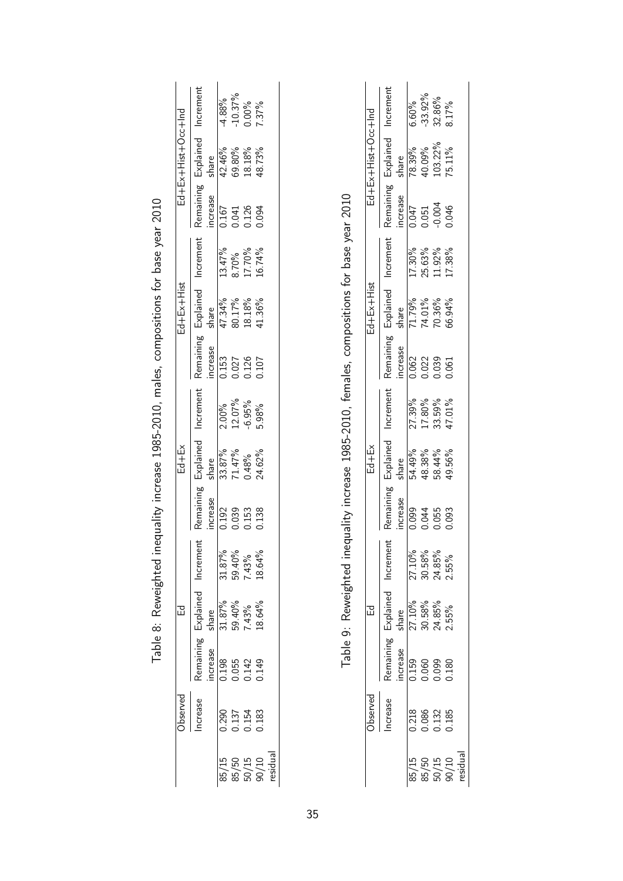Table 8: Reweighted inequality increase 1985-2010, males, compositions for base year 2010

| | Observed | Ed | | | Ed+Ex | | | Ed+Ex+Hist | | | Ed+Ex+Hist+Occ+Ind | | |
|---|---|---|---|---|---|---|---|---|---|---|---|---|---|
| | Increase | Remaining increase | Explained share | Increment | Remaining increase | Explained share | Increment | Remaining increase | Explained share | Increment | Remaining increase | Explained share | Increment |
| 85/15 | 0.290 | 0.198 | 31.87% | 31.87% | 0.192 | 33.87% | 2.00% | 0.153 | 47.34% | 13.47% | 0.167 | 42.46% | -4.88% |
| 85/50 | 0.137 | 0.055 | 59.40% | 59.40% | 0.039 | 71.47% | 12.07% | 0.027 | 80.17% | 8.70% | 0.041 | 69.80% | -10.37% |
| 50/15 | 0.154 | 0.142 | 7.43% | 7.43% | 0.153 | 0.48% | -6.95% | 0.126 | 18.18% | 17.70% | 0.126 | 18.18% | 0.00% |
| 90/10 | 0.183 | 0.149 | 18.64% | 18.64% | 0.138 | 24.62% | 5.98% | 0.107 | 41.36% | 16.74% | 0.094 | 48.73% | 7.37% |
| residual | | | | | | | | | | | | | |

Table 9: Reweighted inequality increase 1985-2010, females, compositions for base year 2010

| | Observed | Ed | | | Ed+Ex | | | Ed+Ex+Hist | | | Ed+Ex+Hist+Occ+Ind | | |
|---|---|---|---|---|---|---|---|---|---|---|---|---|---|
| | Increase | Remaining increase | Explained share | Increment | Remaining increase | Explained share | Increment | Remaining increase | Explained share | Increment | Remaining increase | Explained share | Increment |
| 85/15 | 0.218 | 0.159 | 27.10% | 27.10% | 0.099 | 54.49% | 27.39% | 0.062 | 71.79% | 17.30% | 0.047 | 78.39% | 6.60% |
| 85/50 | 0.086 | 0.060 | 30.58% | 30.58% | 0.044 | 48.38% | 17.80% | 0.022 | 74.01% | 25.63% | 0.051 | 40.09% | -33.92% |
| 50/15 | 0.132 | 0.099 | 24.85% | 24.85% | 0.055 | 58.44% | 33.59% | 0.039 | 70.36% | 11.92% | -0.004 | 103.22% | 32.86% |
| 90/10 | 0.185 | 0.180 | 2.55% | 2.55% | 0.093 | 49.56% | 47.01% | 0.061 | 66.94% | 17.38% | 0.046 | 75.11% | 8.17% |
| residual | | | | | | | | | | | | | |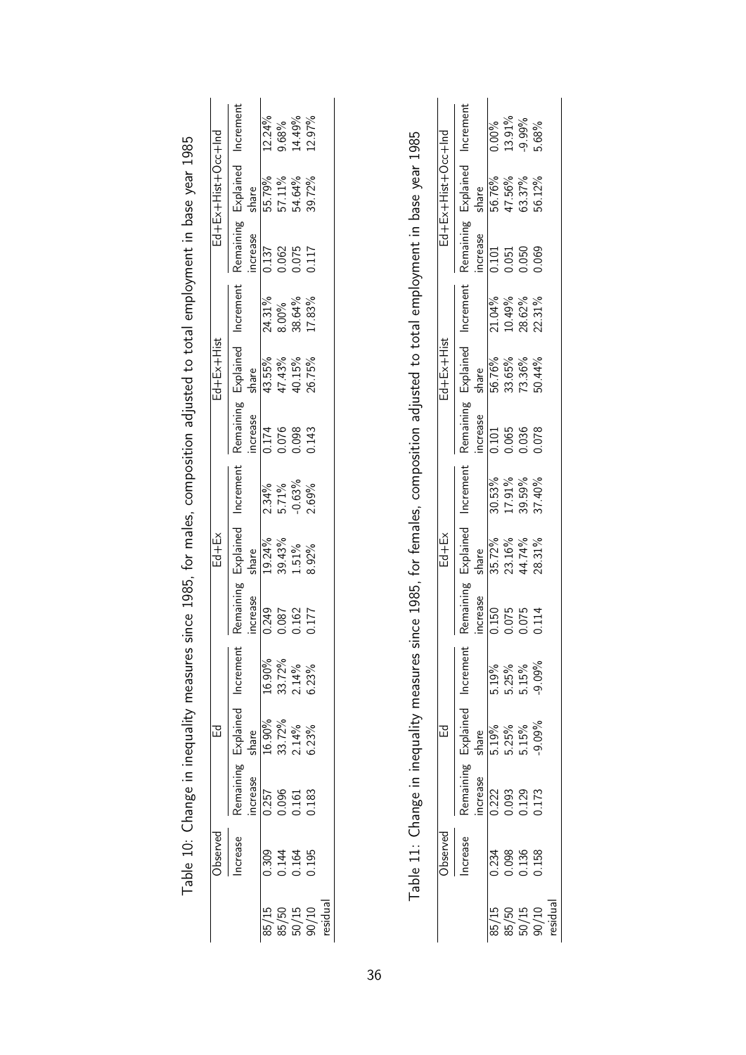Table 10: Change in inequality measures since 1985, for males, composition adjusted to total employment in base year 1985

| | Observed | Ed | | | Ed+Ex | | | Ed+Ex+Hist | | | Ed+Ex+Hist+Occ+Ind | | |
|---|---|---|---|---|---|---|---|---|---|---|---|---|---|
| | Increase | Remaining increase | Explained share | Increment | Remaining increase | Explained share | Increment | Remaining increase | Explained share | Increment | Remaining increase | Explained share | Increment |
| 85/15 | 0.309 | 0.257 | 16.90% | 16.90% | 0.249 | 19.24% | 2.34% | 0.174 | 43.55% | 24.31% | 0.137 | 55.79% | 12.24% |
| 85/50 | 0.144 | 0.096 | 33.72% | 33.72% | 0.087 | 39.43% | 5.71% | 0.076 | 47.43% | 8.00% | 0.062 | 57.11% | 9.68% |
| 50/15 | 0.164 | 0.161 | 2.14% | 2.14% | 0.162 | 1.51% | -0.63% | 0.098 | 40.15% | 38.64% | 0.075 | 54.64% | 14.49% |
| 90/10 residual | 0.195 | 0.183 | 6.23% | 6.23% | 0.177 | 8.92% | 2.69% | 0.143 | 26.75% | 17.83% | 0.117 | 39.72% | 12.97% |

Table 11: Change in inequality measures since 1985, for females, composition adjusted to total employment in base year 1985

| | Observed | Ed | | | Ed+Ex | | | Ed+Ex+Hist | | | Ed+Ex+Hist+Occ+Ind | | |
|---|---|---|---|---|---|---|---|---|---|---|---|---|---|
| | Increase | Remaining increase | Explained share | Increment | Remaining increase | Explained share | Increment | Remaining increase | Explained share | Increment | Remaining increase | Explained share | Increment |
| 85/15 | 0.234 | 0.222 | 5.19% | 5.19% | 0.150 | 35.72% | 30.53% | 0.101 | 56.76% | 21.04% | 0.101 | 56.76% | 0.00% |
| 85/50 | 0.098 | 0.093 | 5.25% | 5.25% | 0.075 | 23.16% | 17.91% | 0.065 | 33.65% | 10.49% | 0.051 | 47.56% | 13.91% |
| 50/15 | 0.136 | 0.129 | 5.15% | 5.15% | 0.075 | 44.74% | 39.59% | 0.036 | 73.36% | 28.62% | 0.050 | 63.37% | -9.99% |
| 90/10 residual | 0.158 | 0.173 | -9.09% | -9.09% | 0.114 | 28.31% | 37.40% | 0.078 | 50.44% | 22.31% | 0.069 | 56.12% | 5.68% |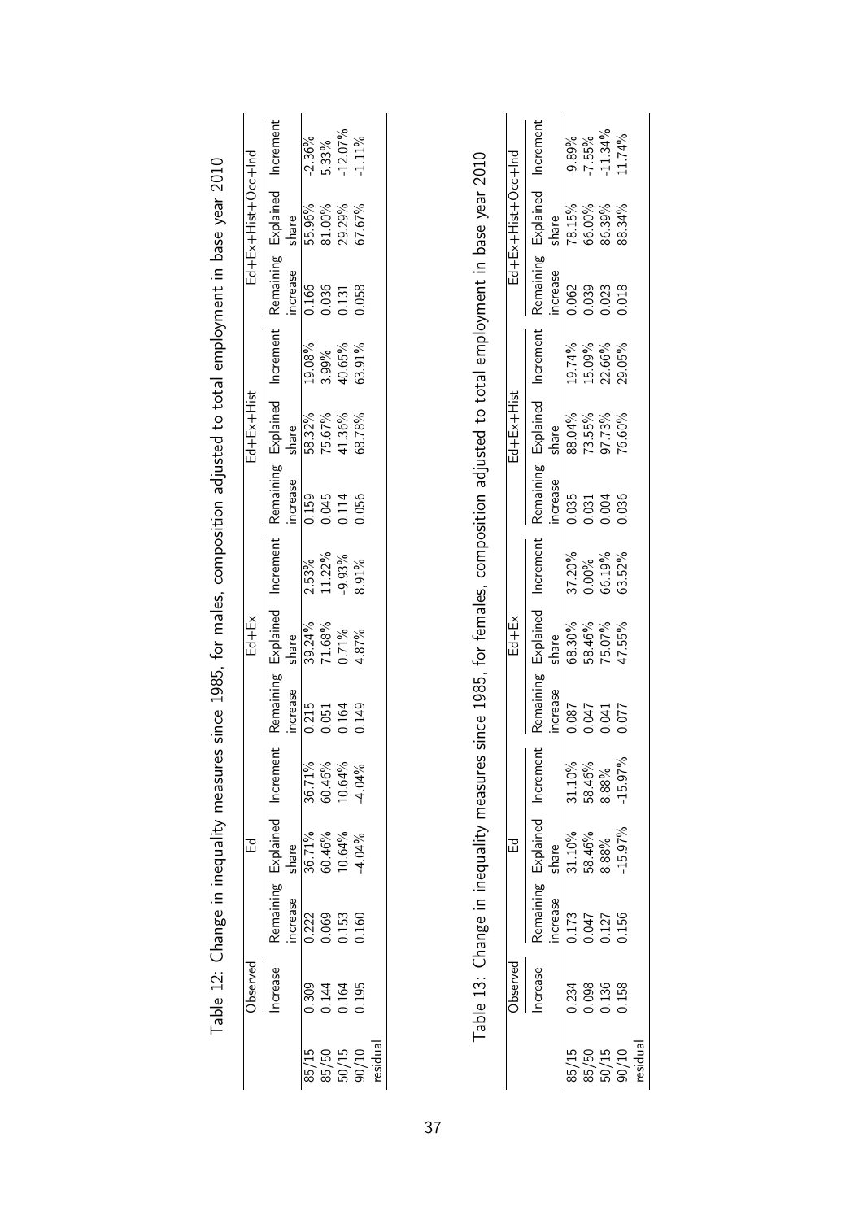Table 12: Change in inequality measures since 1985, for males, composition adjusted to total employment in base year 2010

| | Observed | Ed | | | Ed+Ex | | | Ed+Ex+Hist | | | Ed+Ex+Hist+Occ+Ind | | |
|---|---|---|---|---|---|---|---|---|---|---|---|---|---|
| | Increase | Remaining increase | Explained share | Increment | Remaining increase | Explained share | Increment | Remaining increase | Explained share | Increment | Remaining increase | Explained share | Increment |
| 85/15 | 0.309 | 0.222 | 36.71% | 36.71% | 0.215 | 39.24% | 2.53% | 0.159 | 58.32% | 19.08% | 0.166 | 55.96% | -2.36% |
| 85/50 | 0.144 | 0.069 | 60.46% | 60.46% | 0.051 | 71.68% | 11.22% | 0.045 | 75.67% | 3.99% | 0.036 | 81.00% | 5.33% |
| 50/15 | 0.164 | 0.153 | 10.64% | 10.64% | 0.164 | 0.71% | -9.93% | 0.114 | 41.36% | 40.65% | 0.131 | 29.29% | -12.07% |
| 90/10 residual | 0.195 | 0.160 | -4.04% | -4.04% | 0.149 | 4.87% | 8.91% | 0.056 | 68.78% | 63.91% | 0.058 | 67.67% | -1.11% |

Table 13: Change in inequality measures since 1985, for females, composition adjusted to total employment in base year 2010

| | Observed | Ed | | | Ed+Ex | | | Ed+Ex+Hist | | | Ed+Ex+Hist+Occ+Ind | | |
|---|---|---|---|---|---|---|---|---|---|---|---|---|---|
| | Increase | Remaining increase | Explained share | Increment | Remaining increase | Explained share | Increment | Remaining increase | Explained share | Increment | Remaining increase | Explained share | Increment |
| 85/15 | 0.234 | 0.173 | 31.10% | 31.10% | 0.087 | 68.30% | 37.20% | 0.035 | 88.04% | 19.74% | 0.062 | 78.15% | -9.89% |
| 85/50 | 0.098 | 0.047 | 58.46% | 58.46% | 0.047 | 58.46% | 0.00% | 0.031 | 73.55% | 15.09% | 0.039 | 66.00% | -7.55% |
| 50/15 | 0.136 | 0.127 | 8.88% | 8.88% | 0.041 | 75.07% | 66.19% | 0.004 | 97.73% | 22.66% | 0.023 | 86.39% | -11.34% |
| 90/10 residual | 0.158 | 0.156 | -15.97% | -15.97% | 0.077 | 47.55% | 63.52% | 0.036 | 76.60% | 29.05% | 0.018 | 88.34% | 11.74% |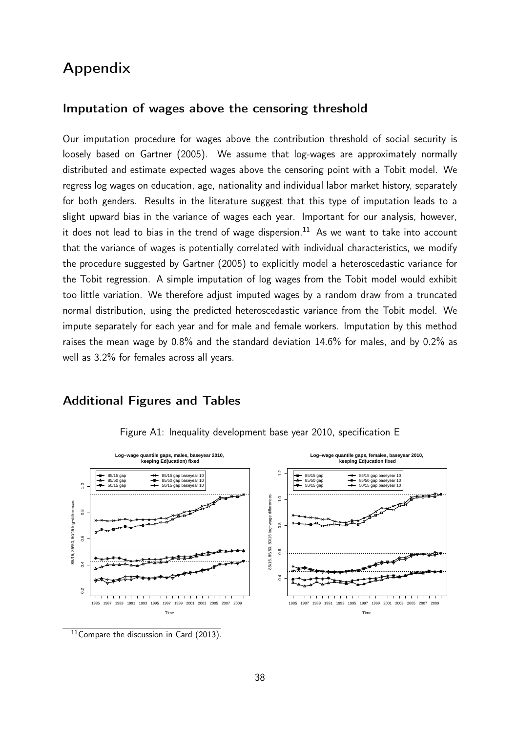# Appendix

## Imputation of wages above the censoring threshold

Our imputation procedure for wages above the contribution threshold of social security is loosely based on Gartner (2005). We assume that log-wages are approximately normally distributed and estimate expected wages above the censoring point with a Tobit model. We regress log wages on education, age, nationality and individual labor market history, separately for both genders. Results in the literature suggest that this type of imputation leads to a slight upward bias in the variance of wages each year. Important for our analysis, however, it does not lead to bias in the trend of wage dispersion.[11] As we want to take into account that the variance of wages is potentially correlated with individual characteristics, we modify the procedure suggested by Gartner (2005) to explicitly model a heteroscedastic variance for the Tobit regression. A simple imputation of log wages from the Tobit model would exhibit too little variation. We therefore adjust imputed wages by a random draw from a truncated normal distribution, using the predicted heteroscedastic variance from the Tobit model. We impute separately for each year and for male and female workers. Imputation by this method raises the mean wage by 0.8% and the standard deviation 14.6% for males, and by 0.2% as well as 3.2% for females across all years.

## Additional Figures and Tables

Figure A1: Inequality development base year 2010, specification E

[11] Compare the discussion in Card (2013).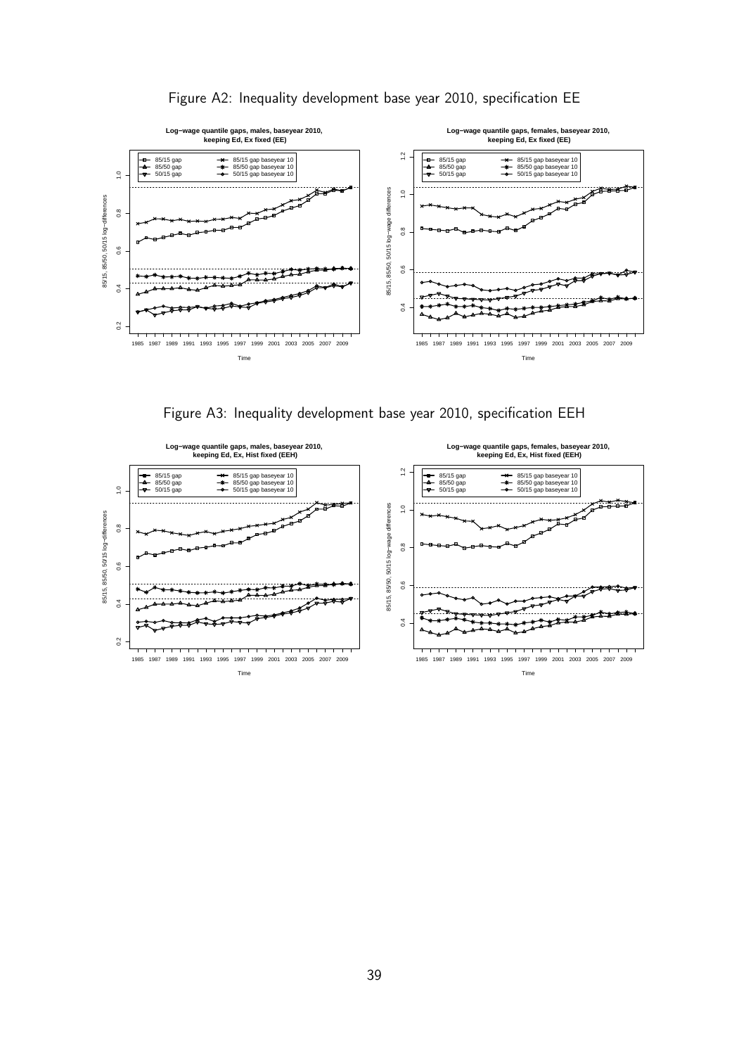Figure A2: Inequality development base year 2010, specification EE

Figure A3: Inequality development base year 2010, specification EEH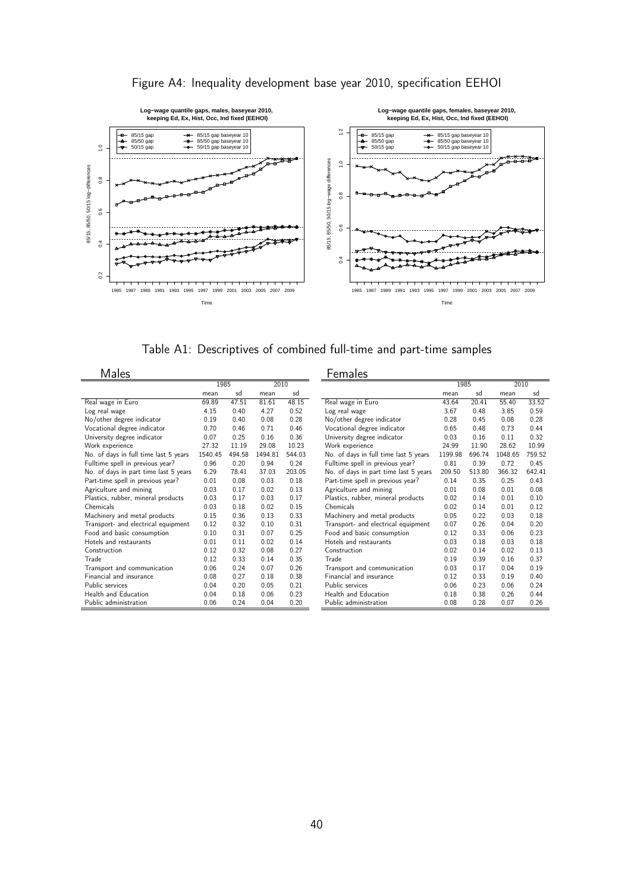## Figure A4: Inequality development base year 2010, specification EEHOI

## Table A1: Descriptives of combined full-time and part-time samples

**Males**

| | 1985 | | 2010 | |
|---|---|---|---|---|
| | mean | sd | mean | sd |
| Real wage in Euro | 69.89 | 47.51 | 81.61 | 48.15 |
| Log real wage | 4.15 | 0.40 | 4.27 | 0.52 |
| No/other degree indicator | 0.19 | 0.40 | 0.08 | 0.28 |
| Vocational degree indicator | 0.70 | 0.46 | 0.71 | 0.46 |
| University degree indicator | 0.07 | 0.25 | 0.16 | 0.36 |
| Work experience | 27.32 | 11.19 | 29.08 | 10.23 |
| No. of days in full time last 5 years | 1540.45 | 494.58 | 1494.81 | 544.03 |
| Fulltime spell in previous year? | 0.96 | 0.20 | 0.94 | 0.24 |
| No. of days in part time last 5 years | 6.29 | 78.41 | 37.03 | 203.05 |
| Part-time spell in previous year? | 0.01 | 0.08 | 0.03 | 0.18 |
| Agriculture and mining | 0.03 | 0.17 | 0.02 | 0.13 |
| Plastics, rubber, mineral products | 0.03 | 0.17 | 0.03 | 0.17 |
| Chemicals | 0.03 | 0.18 | 0.02 | 0.15 |
| Machinery and metal products | 0.15 | 0.36 | 0.13 | 0.33 |
| Transport- and electrical equipment | 0.12 | 0.32 | 0.10 | 0.31 |
| Food and basic consumption | 0.10 | 0.31 | 0.07 | 0.25 |
| Hotels and restaurants | 0.01 | 0.11 | 0.02 | 0.14 |
| Construction | 0.12 | 0.32 | 0.08 | 0.27 |
| Trade | 0.12 | 0.33 | 0.14 | 0.35 |
| Transport and communication | 0.06 | 0.24 | 0.07 | 0.26 |
| Financial and insurance | 0.08 | 0.27 | 0.18 | 0.38 |
| Public services | 0.04 | 0.20 | 0.05 | 0.21 |
| Health and Education | 0.04 | 0.18 | 0.06 | 0.23 |
| Public administration | 0.06 | 0.24 | 0.04 | 0.20 |

**Females**

| | 1985 | | 2010 | |
|---|---|---|---|---|
| | mean | sd | mean | sd |
| Real wage in Euro | 43.64 | 20.41 | 55.40 | 33.52 |
| Log real wage | 3.67 | 0.48 | 3.85 | 0.59 |
| No/other degree indicator | 0.28 | 0.45 | 0.08 | 0.28 |
| Vocational degree indicator | 0.65 | 0.48 | 0.73 | 0.44 |
| University degree indicator | 0.03 | 0.16 | 0.11 | 0.32 |
| Work experience | 24.99 | 11.90 | 28.62 | 10.99 |
| No. of days in full time last 5 years | 1199.98 | 696.74 | 1048.65 | 759.52 |
| Fulltime spell in previous year? | 0.81 | 0.39 | 0.72 | 0.45 |
| No. of days in part time last 5 years | 209.50 | 513.80 | 366.32 | 642.41 |
| Part-time spell in previous year? | 0.14 | 0.35 | 0.25 | 0.43 |
| Agriculture and mining | 0.01 | 0.08 | 0.01 | 0.08 |
| Plastics, rubber, mineral products | 0.02 | 0.14 | 0.01 | 0.10 |
| Chemicals | 0.02 | 0.14 | 0.01 | 0.12 |
| Machinery and metal products | 0.05 | 0.22 | 0.03 | 0.18 |
| Transport- and electrical equipment | 0.07 | 0.26 | 0.04 | 0.20 |
| Food and basic consumption | 0.12 | 0.33 | 0.06 | 0.23 |
| Hotels and restaurants | 0.03 | 0.18 | 0.03 | 0.18 |
| Construction | 0.02 | 0.14 | 0.02 | 0.13 |
| Trade | 0.19 | 0.39 | 0.16 | 0.37 |
| Transport and communication | 0.03 | 0.17 | 0.04 | 0.19 |
| Financial and insurance | 0.12 | 0.33 | 0.19 | 0.40 |
| Public services | 0.06 | 0.23 | 0.06 | 0.24 |
| Health and Education | 0.18 | 0.38 | 0.26 | 0.44 |
| Public administration | 0.08 | 0.28 | 0.07 | 0.26 |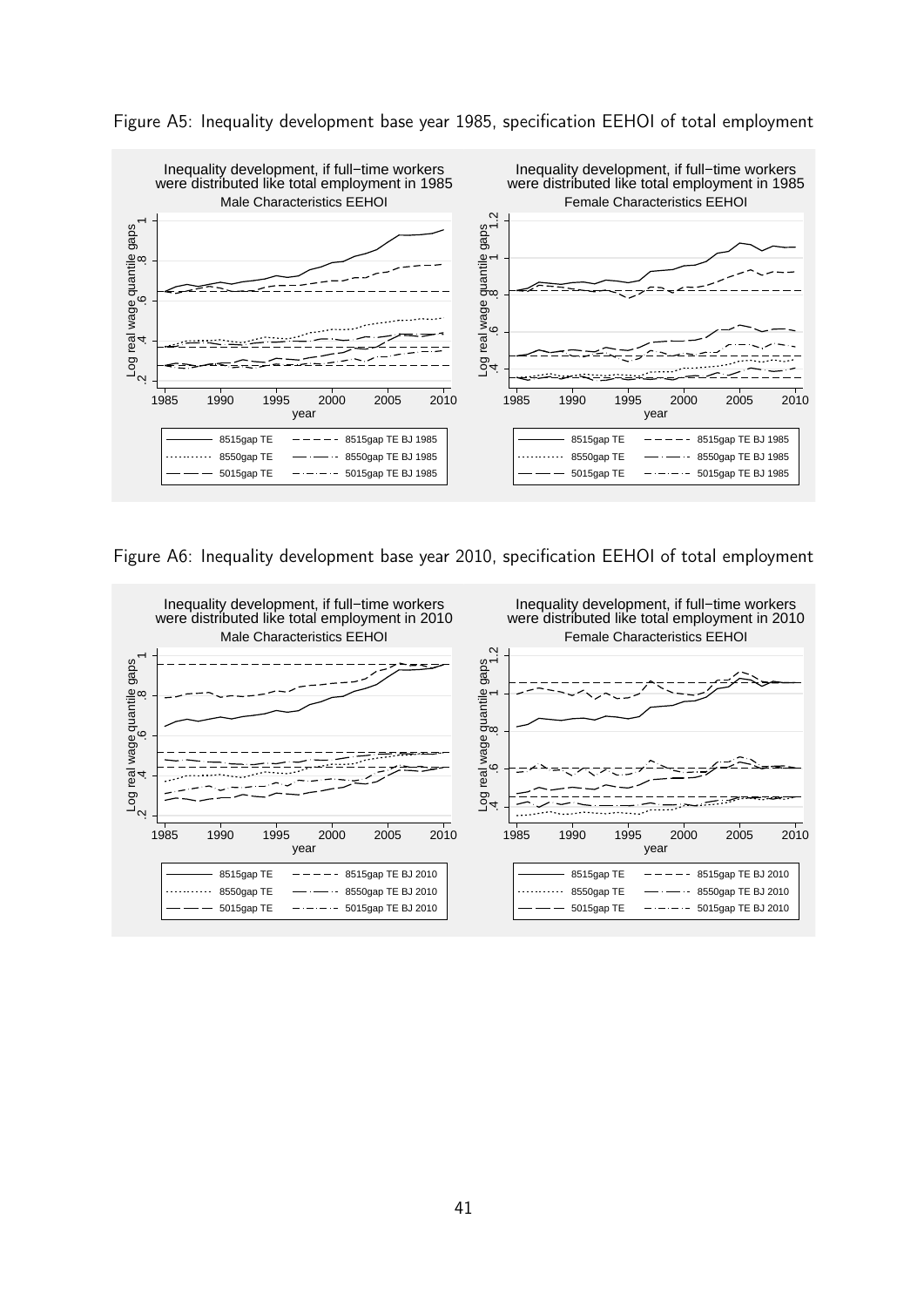Figure A5: Inequality development base year 1985, specification EEHOI of total employment

Inequality development, if full−time workers were distributed like total employment in 1985
Male Characteristics EEHOI

Log real wage quantile gaps
.2 .4 .6 .8 1
year
1985 1990 1995 2000 2005 2010

Inequality development, if full−time workers were distributed like total employment in 1985
Female Characteristics EEHOI

Log real wage quantile gaps
.4 .6 .8 1 1.2
year
1985 1990 1995 2000 2005 2010

8515gap TE — 8515gap TE BJ 1985
8550gap TE — 8550gap TE BJ 1985
5015gap TE — 5015gap TE BJ 1985

Figure A6: Inequality development base year 2010, specification EEHOI of total employment

Inequality development, if full−time workers were distributed like total employment in 2010
Male Characteristics EEHOI

Log real wage quantile gaps
.2 .4 .6 .8 1
year
1985 1990 1995 2000 2005 2010

Inequality development, if full−time workers were distributed like total employment in 2010
Female Characteristics EEHOI

Log real wage quantile gaps
.4 .6 .8 1 1.2
year
1985 1990 1995 2000 2005 2010

8515gap TE — 8515gap TE BJ 2010
8550gap TE — 8550gap TE BJ 2010
5015gap TE — 5015gap TE BJ 2010